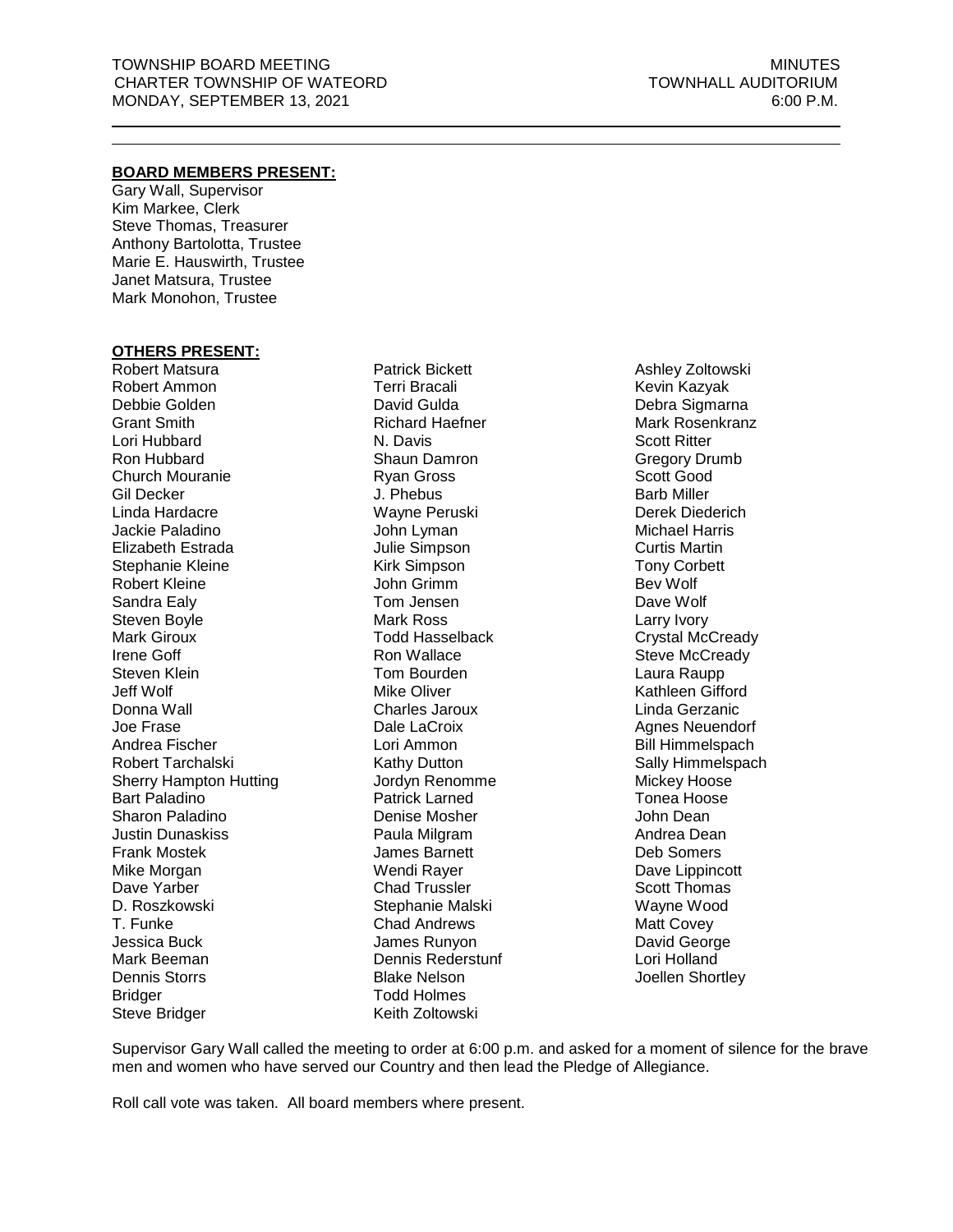TOWNSHIP BOARD MEETING | MINUTES
CHARTER TOWNSHIP OF WATEORD | TOWNHALL AUDITORIUM
MONDAY, SEPTEMBER 13, 2021 | 6:00 P.M.

**BOARD MEMBERS PRESENT:**

Gary Wall, Supervisor
Kim Markee, Clerk
Steve Thomas, Treasurer
Anthony Bartolotta, Trustee
Marie E. Hauswirth, Trustee
Janet Matsura, Trustee
Mark Monohon, Trustee

**OTHERS PRESENT:**

Robert Matsura
Robert Ammon
Debbie Golden
Grant Smith
Lori Hubbard
Ron Hubbard
Church Mouranie
Gil Decker
Linda Hardacre
Jackie Paladino
Elizabeth Estrada
Stephanie Kleine
Robert Kleine
Sandra Ealy
Steven Boyle
Mark Giroux
Irene Goff
Steven Klein
Jeff Wolf
Donna Wall
Joe Frase
Andrea Fischer
Robert Tarchalski
Sherry Hampton Hutting
Bart Paladino
Sharon Paladino
Justin Dunaskiss
Frank Mostek
Mike Morgan
Dave Yarber
D. Roszkowski
T. Funke
Jessica Buck
Mark Beeman
Dennis Storrs
Bridger
Steve Bridger
Patrick Bickett
Terri Bracali
David Gulda
Richard Haefner
N. Davis
Shaun Damron
Ryan Gross
J. Phebus
Wayne Peruski
John Lyman
Julie Simpson
Kirk Simpson
John Grimm
Tom Jensen
Mark Ross
Todd Hasselback
Ron Wallace
Tom Bourden
Mike Oliver
Charles Jaroux
Dale LaCroix
Lori Ammon
Kathy Dutton
Jordyn Renomme
Patrick Larned
Denise Mosher
Paula Milgram
James Barnett
Wendi Rayer
Chad Trussler
Stephanie Malski
Chad Andrews
James Runyon
Dennis Rederstunf
Blake Nelson
Todd Holmes
Keith Zoltowski
Ashley Zoltowski
Kevin Kazyak
Debra Sigmarna
Mark Rosenkranz
Scott Ritter
Gregory Drumb
Scott Good
Barb Miller
Derek Diederich
Michael Harris
Curtis Martin
Tony Corbett
Bev Wolf
Dave Wolf
Larry Ivory
Crystal McCready
Steve McCready
Laura Raupp
Kathleen Gifford
Linda Gerzanic
Agnes Neuendorf
Bill Himmelspach
Sally Himmelspach
Mickey Hoose
Tonea Hoose
John Dean
Andrea Dean
Deb Somers
Dave Lippincott
Scott Thomas
Wayne Wood
Matt Covey
David George
Lori Holland
Joellen Shortley

Supervisor Gary Wall called the meeting to order at 6:00 p.m. and asked for a moment of silence for the brave men and women who have served our Country and then lead the Pledge of Allegiance.

Roll call vote was taken. All board members where present.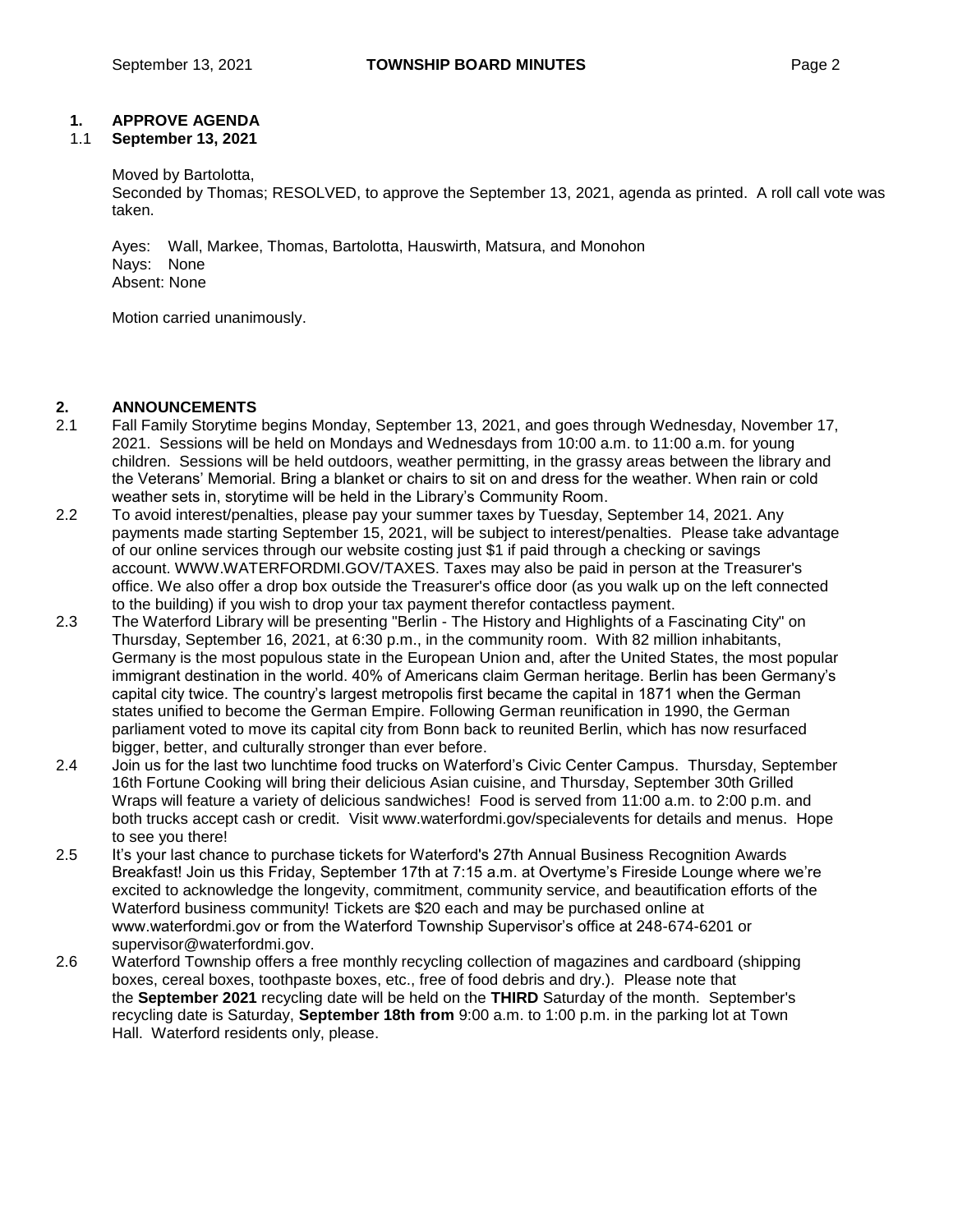## 1. APPROVE AGENDA

### 1.1 September 13, 2021

Moved by Bartolotta,
Seconded by Thomas; RESOLVED, to approve the September 13, 2021, agenda as printed. A roll call vote was taken.

Ayes: Wall, Markee, Thomas, Bartolotta, Hauswirth, Matsura, and Monohon
Nays: None
Absent: None

Motion carried unanimously.

## 2. ANNOUNCEMENTS

2.1 Fall Family Storytime begins Monday, September 13, 2021, and goes through Wednesday, November 17, 2021. Sessions will be held on Mondays and Wednesdays from 10:00 a.m. to 11:00 a.m. for young children. Sessions will be held outdoors, weather permitting, in the grassy areas between the library and the Veterans' Memorial. Bring a blanket or chairs to sit on and dress for the weather. When rain or cold weather sets in, storytime will be held in the Library's Community Room.

2.2 To avoid interest/penalties, please pay your summer taxes by Tuesday, September 14, 2021. Any payments made starting September 15, 2021, will be subject to interest/penalties. Please take advantage of our online services through our website costing just $1 if paid through a checking or savings account. WWW.WATERFORDMI.GOV/TAXES. Taxes may also be paid in person at the Treasurer's office. We also offer a drop box outside the Treasurer's office door (as you walk up on the left connected to the building) if you wish to drop your tax payment therefor contactless payment.

2.3 The Waterford Library will be presenting "Berlin - The History and Highlights of a Fascinating City" on Thursday, September 16, 2021, at 6:30 p.m., in the community room. With 82 million inhabitants, Germany is the most populous state in the European Union and, after the United States, the most popular immigrant destination in the world. 40% of Americans claim German heritage. Berlin has been Germany's capital city twice. The country's largest metropolis first became the capital in 1871 when the German states unified to become the German Empire. Following German reunification in 1990, the German parliament voted to move its capital city from Bonn back to reunited Berlin, which has now resurfaced bigger, better, and culturally stronger than ever before.

2.4 Join us for the last two lunchtime food trucks on Waterford's Civic Center Campus. Thursday, September 16th Fortune Cooking will bring their delicious Asian cuisine, and Thursday, September 30th Grilled Wraps will feature a variety of delicious sandwiches! Food is served from 11:00 a.m. to 2:00 p.m. and both trucks accept cash or credit. Visit www.waterfordmi.gov/specialevents for details and menus. Hope to see you there!

2.5 It's your last chance to purchase tickets for Waterford's 27th Annual Business Recognition Awards Breakfast! Join us this Friday, September 17th at 7:15 a.m. at Overtyme's Fireside Lounge where we're excited to acknowledge the longevity, commitment, community service, and beautification efforts of the Waterford business community! Tickets are $20 each and may be purchased online at www.waterfordmi.gov or from the Waterford Township Supervisor's office at 248-674-6201 or supervisor@waterfordmi.gov.

2.6 Waterford Township offers a free monthly recycling collection of magazines and cardboard (shipping boxes, cereal boxes, toothpaste boxes, etc., free of food debris and dry.). Please note that the **September 2021** recycling date will be held on the **THIRD** Saturday of the month. September's recycling date is Saturday, **September 18th from** 9:00 a.m. to 1:00 p.m. in the parking lot at Town Hall. Waterford residents only, please.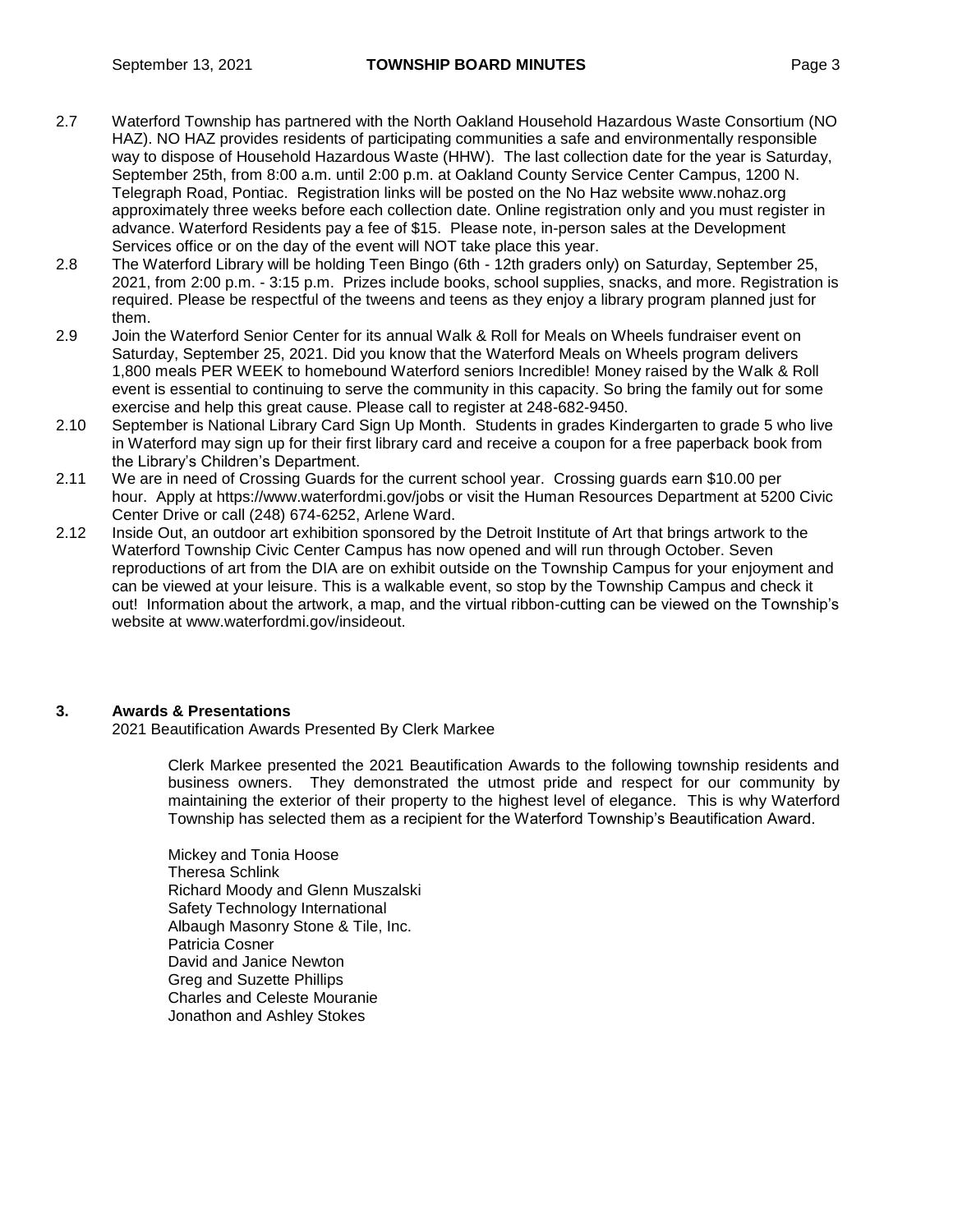2.7 Waterford Township has partnered with the North Oakland Household Hazardous Waste Consortium (NO HAZ). NO HAZ provides residents of participating communities a safe and environmentally responsible way to dispose of Household Hazardous Waste (HHW). The last collection date for the year is Saturday, September 25th, from 8:00 a.m. until 2:00 p.m. at Oakland County Service Center Campus, 1200 N. Telegraph Road, Pontiac. Registration links will be posted on the No Haz website www.nohaz.org approximately three weeks before each collection date. Online registration only and you must register in advance. Waterford Residents pay a fee of $15. Please note, in-person sales at the Development Services office or on the day of the event will NOT take place this year.

2.8 The Waterford Library will be holding Teen Bingo (6th - 12th graders only) on Saturday, September 25, 2021, from 2:00 p.m. - 3:15 p.m. Prizes include books, school supplies, snacks, and more. Registration is required. Please be respectful of the tweens and teens as they enjoy a library program planned just for them.

2.9 Join the Waterford Senior Center for its annual Walk & Roll for Meals on Wheels fundraiser event on Saturday, September 25, 2021. Did you know that the Waterford Meals on Wheels program delivers 1,800 meals PER WEEK to homebound Waterford seniors Incredible! Money raised by the Walk & Roll event is essential to continuing to serve the community in this capacity. So bring the family out for some exercise and help this great cause. Please call to register at 248-682-9450.

2.10 September is National Library Card Sign Up Month. Students in grades Kindergarten to grade 5 who live in Waterford may sign up for their first library card and receive a coupon for a free paperback book from the Library's Children's Department.

2.11 We are in need of Crossing Guards for the current school year. Crossing guards earn $10.00 per hour. Apply at https://www.waterfordmi.gov/jobs or visit the Human Resources Department at 5200 Civic Center Drive or call (248) 674-6252, Arlene Ward.

2.12 Inside Out, an outdoor art exhibition sponsored by the Detroit Institute of Art that brings artwork to the Waterford Township Civic Center Campus has now opened and will run through October. Seven reproductions of art from the DIA are on exhibit outside on the Township Campus for your enjoyment and can be viewed at your leisure. This is a walkable event, so stop by the Township Campus and check it out! Information about the artwork, a map, and the virtual ribbon-cutting can be viewed on the Township's website at www.waterfordmi.gov/insideout.

## 3. Awards & Presentations

2021 Beautification Awards Presented By Clerk Markee

Clerk Markee presented the 2021 Beautification Awards to the following township residents and business owners. They demonstrated the utmost pride and respect for our community by maintaining the exterior of their property to the highest level of elegance. This is why Waterford Township has selected them as a recipient for the Waterford Township's Beautification Award.

Mickey and Tonia Hoose
Theresa Schlink
Richard Moody and Glenn Muszalski
Safety Technology International
Albaugh Masonry Stone & Tile, Inc.
Patricia Cosner
David and Janice Newton
Greg and Suzette Phillips
Charles and Celeste Mouranie
Jonathon and Ashley Stokes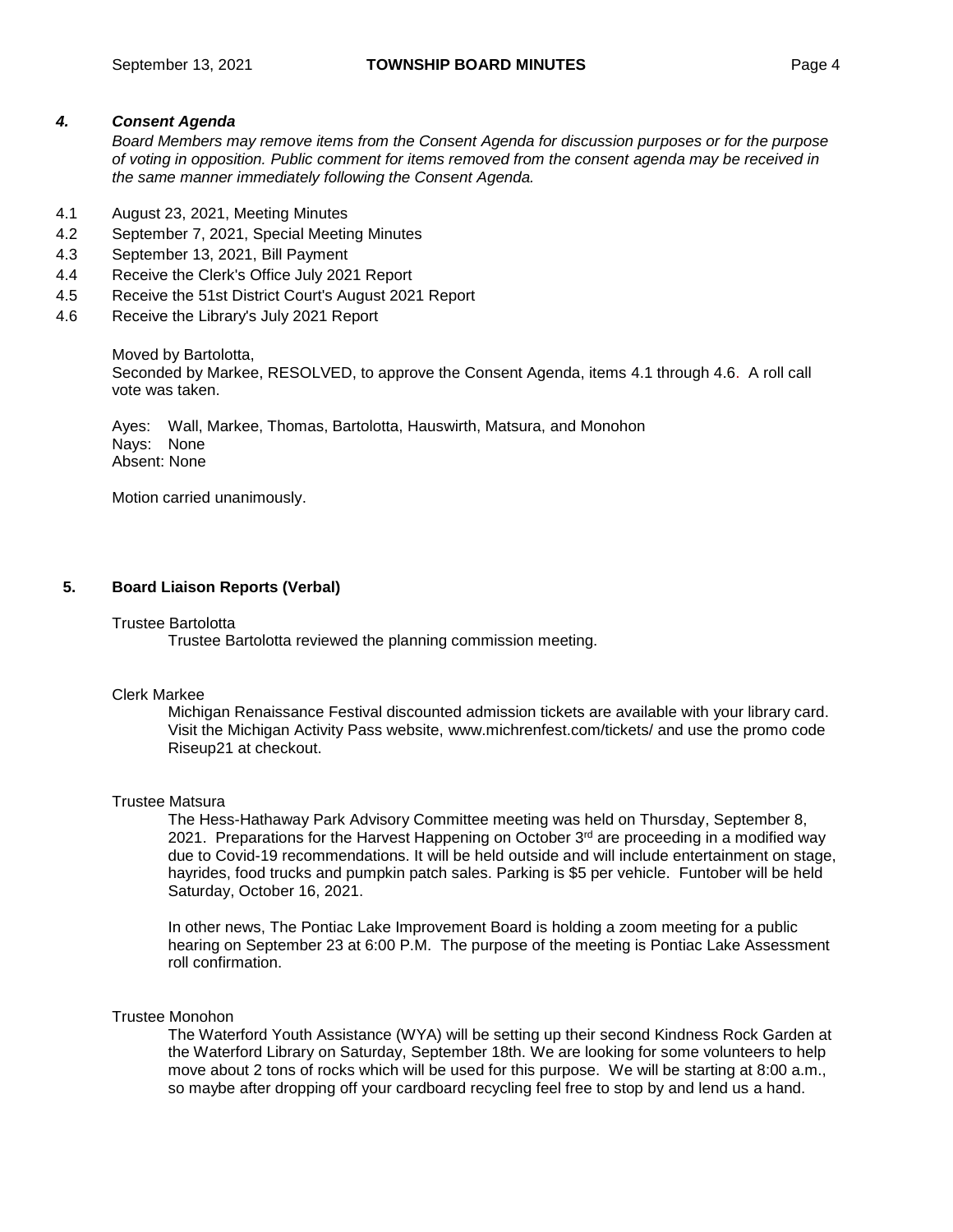### *4. Consent Agenda*

*Board Members may remove items from the Consent Agenda for discussion purposes or for the purpose of voting in opposition. Public comment for items removed from the consent agenda may be received in the same manner immediately following the Consent Agenda.*

4.1 August 23, 2021, Meeting Minutes
4.2 September 7, 2021, Special Meeting Minutes
4.3 September 13, 2021, Bill Payment
4.4 Receive the Clerk's Office July 2021 Report
4.5 Receive the 51st District Court's August 2021 Report
4.6 Receive the Library's July 2021 Report

Moved by Bartolotta,
Seconded by Markee, RESOLVED, to approve the Consent Agenda, items 4.1 through 4.6. A roll call vote was taken.

Ayes: Wall, Markee, Thomas, Bartolotta, Hauswirth, Matsura, and Monohon
Nays: None
Absent: None

Motion carried unanimously.

### 5. Board Liaison Reports (Verbal)

Trustee Bartolotta

Trustee Bartolotta reviewed the planning commission meeting.

Clerk Markee

Michigan Renaissance Festival discounted admission tickets are available with your library card. Visit the Michigan Activity Pass website, www.michrenfest.com/tickets/ and use the promo code Riseup21 at checkout.

Trustee Matsura

The Hess-Hathaway Park Advisory Committee meeting was held on Thursday, September 8, 2021. Preparations for the Harvest Happening on October 3rd are proceeding in a modified way due to Covid-19 recommendations. It will be held outside and will include entertainment on stage, hayrides, food trucks and pumpkin patch sales. Parking is $5 per vehicle. Funtober will be held Saturday, October 16, 2021.

In other news, The Pontiac Lake Improvement Board is holding a zoom meeting for a public hearing on September 23 at 6:00 P.M. The purpose of the meeting is Pontiac Lake Assessment roll confirmation.

Trustee Monohon

The Waterford Youth Assistance (WYA) will be setting up their second Kindness Rock Garden at the Waterford Library on Saturday, September 18th. We are looking for some volunteers to help move about 2 tons of rocks which will be used for this purpose. We will be starting at 8:00 a.m., so maybe after dropping off your cardboard recycling feel free to stop by and lend us a hand.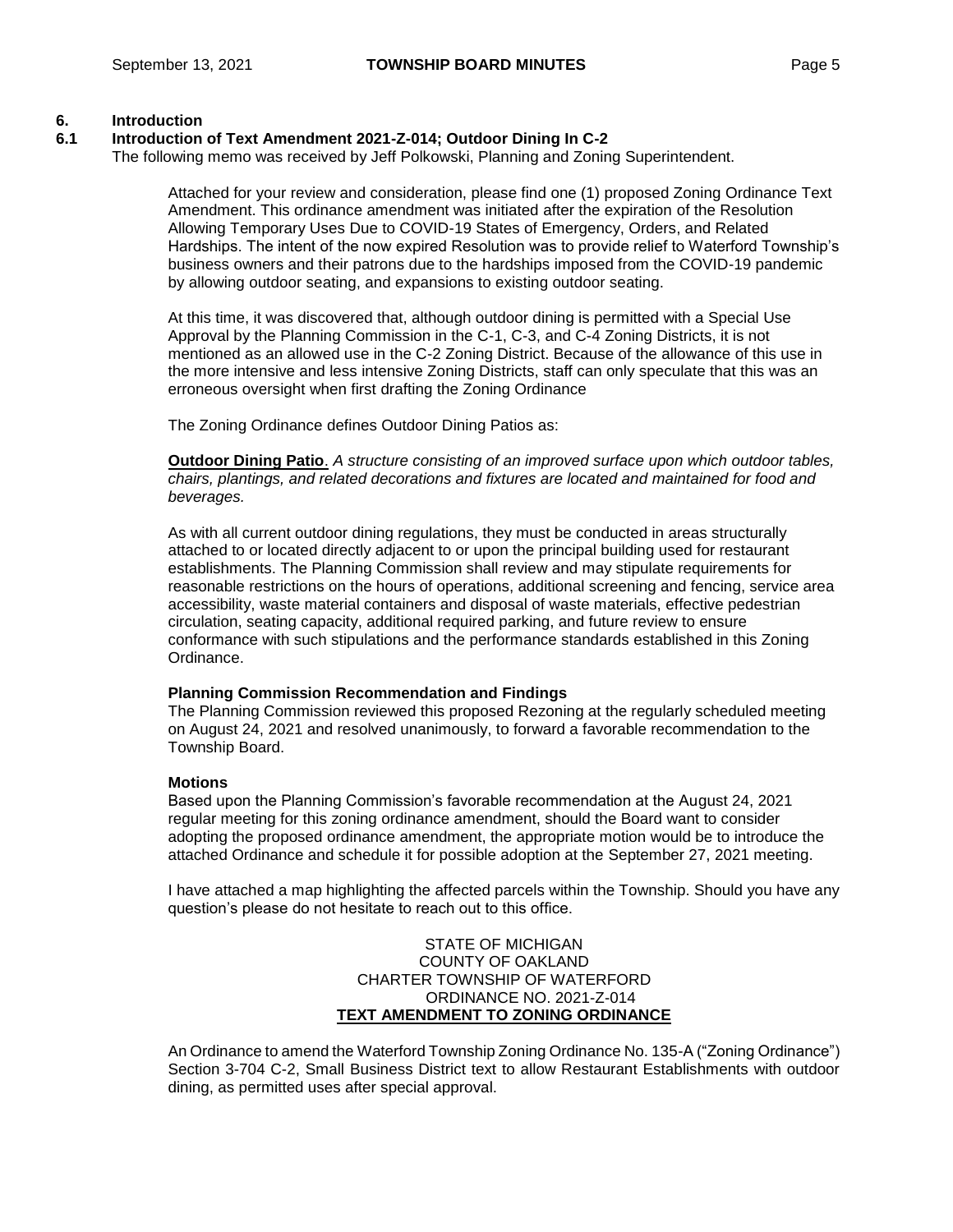## 6. Introduction

### 6.1 Introduction of Text Amendment 2021-Z-014; Outdoor Dining In C-2

The following memo was received by Jeff Polkowski, Planning and Zoning Superintendent.

> Attached for your review and consideration, please find one (1) proposed Zoning Ordinance Text Amendment. This ordinance amendment was initiated after the expiration of the Resolution Allowing Temporary Uses Due to COVID-19 States of Emergency, Orders, and Related Hardships. The intent of the now expired Resolution was to provide relief to Waterford Township's business owners and their patrons due to the hardships imposed from the COVID-19 pandemic by allowing outdoor seating, and expansions to existing outdoor seating.
>
> At this time, it was discovered that, although outdoor dining is permitted with a Special Use Approval by the Planning Commission in the C-1, C-3, and C-4 Zoning Districts, it is not mentioned as an allowed use in the C-2 Zoning District. Because of the allowance of this use in the more intensive and less intensive Zoning Districts, staff can only speculate that this was an erroneous oversight when first drafting the Zoning Ordinance
>
> The Zoning Ordinance defines Outdoor Dining Patios as:
>
> **Outdoor Dining Patio**. *A structure consisting of an improved surface upon which outdoor tables, chairs, plantings, and related decorations and fixtures are located and maintained for food and beverages.*
>
> As with all current outdoor dining regulations, they must be conducted in areas structurally attached to or located directly adjacent to or upon the principal building used for restaurant establishments. The Planning Commission shall review and may stipulate requirements for reasonable restrictions on the hours of operations, additional screening and fencing, service area accessibility, waste material containers and disposal of waste materials, effective pedestrian circulation, seating capacity, additional required parking, and future review to ensure conformance with such stipulations and the performance standards established in this Zoning Ordinance.
>
> **Planning Commission Recommendation and Findings**
>
> The Planning Commission reviewed this proposed Rezoning at the regularly scheduled meeting on August 24, 2021 and resolved unanimously, to forward a favorable recommendation to the Township Board.
>
> **Motions**
>
> Based upon the Planning Commission's favorable recommendation at the August 24, 2021 regular meeting for this zoning ordinance amendment, should the Board want to consider adopting the proposed ordinance amendment, the appropriate motion would be to introduce the attached Ordinance and schedule it for possible adoption at the September 27, 2021 meeting.
>
> I have attached a map highlighting the affected parcels within the Township. Should you have any question's please do not hesitate to reach out to this office.

STATE OF MICHIGAN
COUNTY OF OAKLAND
CHARTER TOWNSHIP OF WATERFORD
ORDINANCE NO. 2021-Z-014
**TEXT AMENDMENT TO ZONING ORDINANCE**

An Ordinance to amend the Waterford Township Zoning Ordinance No. 135-A ("Zoning Ordinance") Section 3-704 C-2, Small Business District text to allow Restaurant Establishments with outdoor dining, as permitted uses after special approval.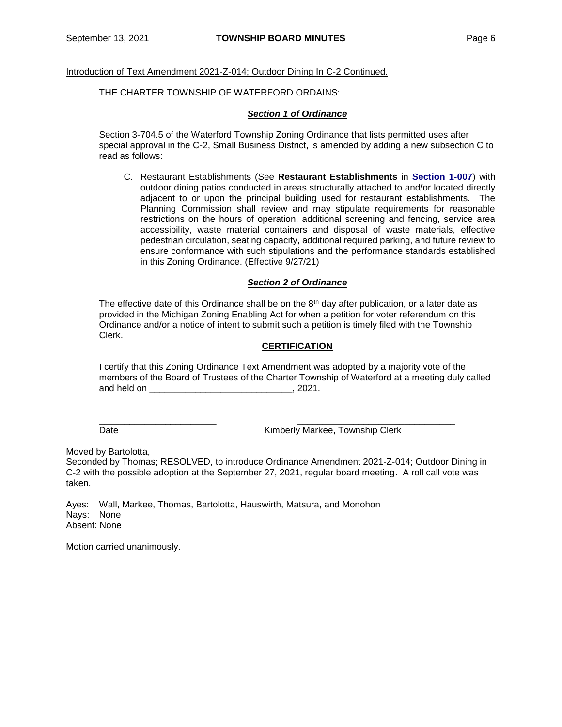Introduction of Text Amendment 2021-Z-014; Outdoor Dining In C-2 Continued.

THE CHARTER TOWNSHIP OF WATERFORD ORDAINS:

***Section 1 of Ordinance***

Section 3-704.5 of the Waterford Township Zoning Ordinance that lists permitted uses after special approval in the C-2, Small Business District, is amended by adding a new subsection C to read as follows:

C. Restaurant Establishments (See **Restaurant Establishments** in **Section 1-007**) with outdoor dining patios conducted in areas structurally attached to and/or located directly adjacent to or upon the principal building used for restaurant establishments. The Planning Commission shall review and may stipulate requirements for reasonable restrictions on the hours of operation, additional screening and fencing, service area accessibility, waste material containers and disposal of waste materials, effective pedestrian circulation, seating capacity, additional required parking, and future review to ensure conformance with such stipulations and the performance standards established in this Zoning Ordinance. (Effective 9/27/21)

***Section 2 of Ordinance***

The effective date of this Ordinance shall be on the 8th day after publication, or a later date as provided in the Michigan Zoning Enabling Act for when a petition for voter referendum on this Ordinance and/or a notice of intent to submit such a petition is timely filed with the Township Clerk.

**CERTIFICATION**

I certify that this Zoning Ordinance Text Amendment was adopted by a majority vote of the members of the Board of Trustees of the Charter Township of Waterford at a meeting duly called and held on ___________________________, 2021.

_______________________ _______________________________
Date Kimberly Markee, Township Clerk

Moved by Bartolotta,
Seconded by Thomas; RESOLVED, to introduce Ordinance Amendment 2021-Z-014; Outdoor Dining in C-2 with the possible adoption at the September 27, 2021, regular board meeting. A roll call vote was taken.

Ayes: Wall, Markee, Thomas, Bartolotta, Hauswirth, Matsura, and Monohon
Nays: None
Absent: None

Motion carried unanimously.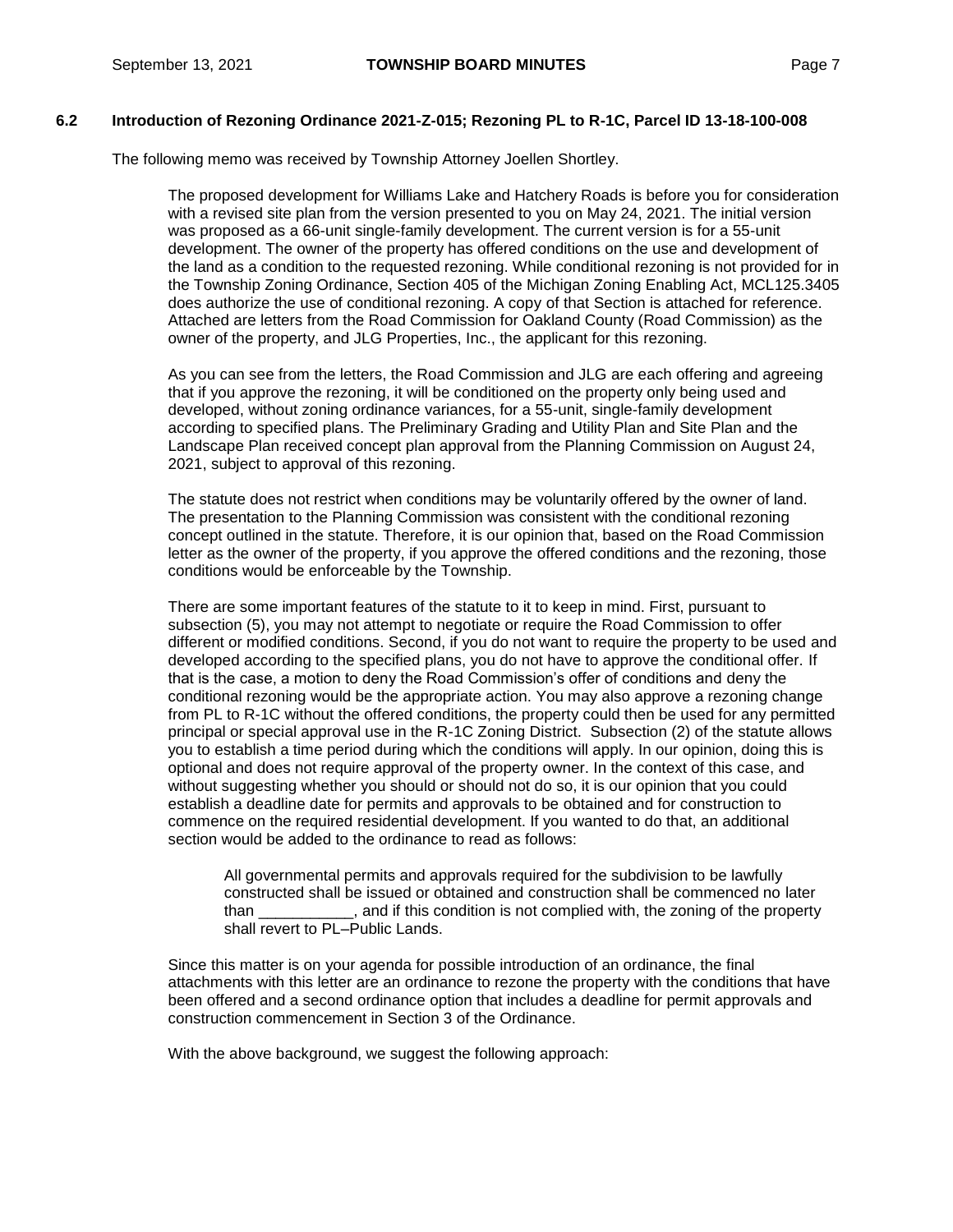### 6.2 Introduction of Rezoning Ordinance 2021-Z-015; Rezoning PL to R-1C, Parcel ID 13-18-100-008

The following memo was received by Township Attorney Joellen Shortley.

> The proposed development for Williams Lake and Hatchery Roads is before you for consideration with a revised site plan from the version presented to you on May 24, 2021. The initial version was proposed as a 66-unit single-family development. The current version is for a 55-unit development. The owner of the property has offered conditions on the use and development of the land as a condition to the requested rezoning. While conditional rezoning is not provided for in the Township Zoning Ordinance, Section 405 of the Michigan Zoning Enabling Act, MCL125.3405 does authorize the use of conditional rezoning. A copy of that Section is attached for reference. Attached are letters from the Road Commission for Oakland County (Road Commission) as the owner of the property, and JLG Properties, Inc., the applicant for this rezoning.
>
> As you can see from the letters, the Road Commission and JLG are each offering and agreeing that if you approve the rezoning, it will be conditioned on the property only being used and developed, without zoning ordinance variances, for a 55-unit, single-family development according to specified plans. The Preliminary Grading and Utility Plan and Site Plan and the Landscape Plan received concept plan approval from the Planning Commission on August 24, 2021, subject to approval of this rezoning.
>
> The statute does not restrict when conditions may be voluntarily offered by the owner of land. The presentation to the Planning Commission was consistent with the conditional rezoning concept outlined in the statute. Therefore, it is our opinion that, based on the Road Commission letter as the owner of the property, if you approve the offered conditions and the rezoning, those conditions would be enforceable by the Township.
>
> There are some important features of the statute to it to keep in mind. First, pursuant to subsection (5), you may not attempt to negotiate or require the Road Commission to offer different or modified conditions. Second, if you do not want to require the property to be used and developed according to the specified plans, you do not have to approve the conditional offer. If that is the case, a motion to deny the Road Commission's offer of conditions and deny the conditional rezoning would be the appropriate action. You may also approve a rezoning change from PL to R-1C without the offered conditions, the property could then be used for any permitted principal or special approval use in the R-1C Zoning District. Subsection (2) of the statute allows you to establish a time period during which the conditions will apply. In our opinion, doing this is optional and does not require approval of the property owner. In the context of this case, and without suggesting whether you should or should not do so, it is our opinion that you could establish a deadline date for permits and approvals to be obtained and for construction to commence on the required residential development. If you wanted to do that, an additional section would be added to the ordinance to read as follows:
>
> > All governmental permits and approvals required for the subdivision to be lawfully constructed shall be issued or obtained and construction shall be commenced no later than ___________, and if this condition is not complied with, the zoning of the property shall revert to PL–Public Lands.
>
> Since this matter is on your agenda for possible introduction of an ordinance, the final attachments with this letter are an ordinance to rezone the property with the conditions that have been offered and a second ordinance option that includes a deadline for permit approvals and construction commencement in Section 3 of the Ordinance.
>
> With the above background, we suggest the following approach: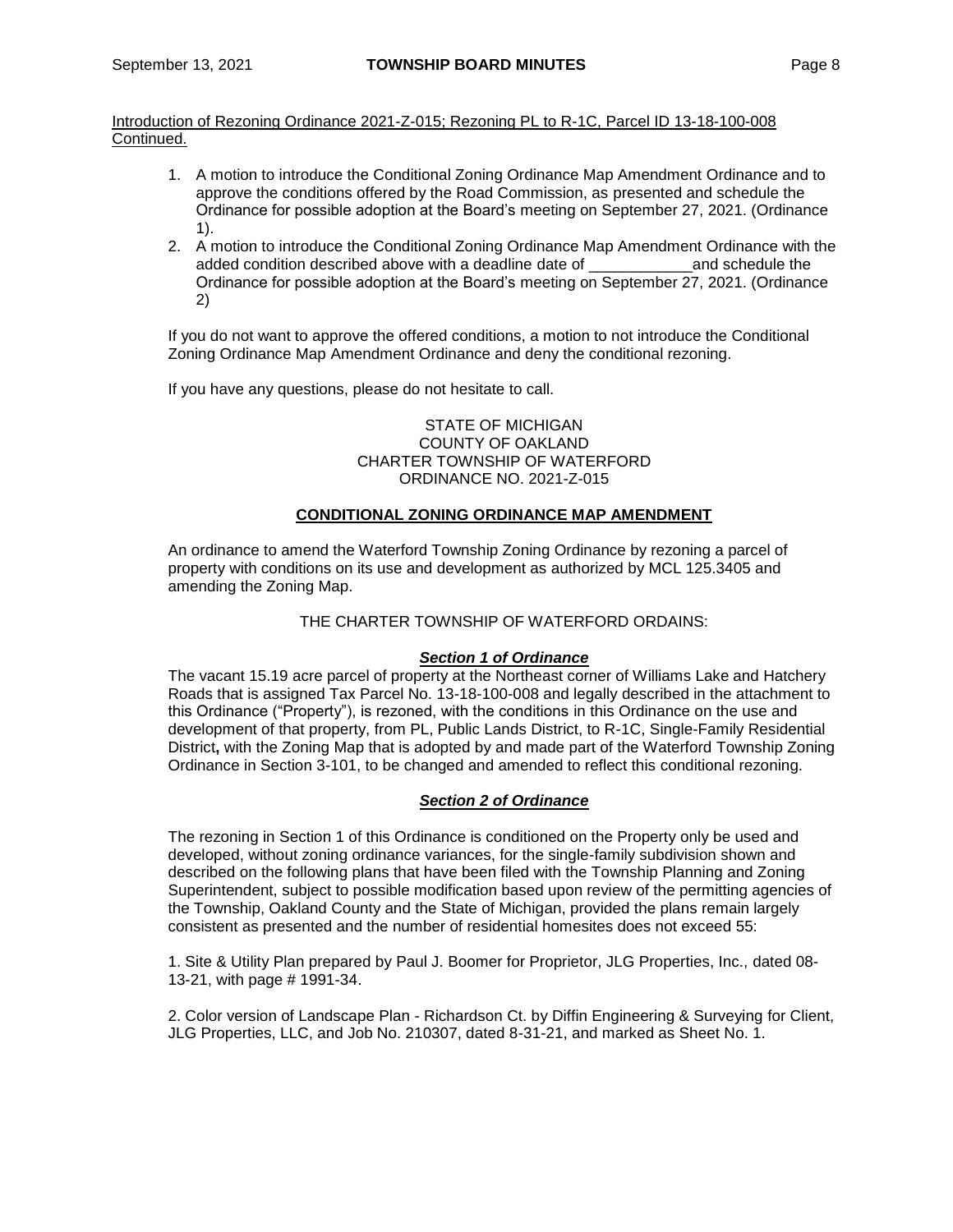Introduction of Rezoning Ordinance 2021-Z-015; Rezoning PL to R-1C, Parcel ID 13-18-100-008 Continued.

1. A motion to introduce the Conditional Zoning Ordinance Map Amendment Ordinance and to approve the conditions offered by the Road Commission, as presented and schedule the Ordinance for possible adoption at the Board's meeting on September 27, 2021. (Ordinance 1).
2. A motion to introduce the Conditional Zoning Ordinance Map Amendment Ordinance with the added condition described above with a deadline date of ____________and schedule the Ordinance for possible adoption at the Board's meeting on September 27, 2021. (Ordinance 2)

If you do not want to approve the offered conditions, a motion to not introduce the Conditional Zoning Ordinance Map Amendment Ordinance and deny the conditional rezoning.

If you have any questions, please do not hesitate to call.

STATE OF MICHIGAN
COUNTY OF OAKLAND
CHARTER TOWNSHIP OF WATERFORD
ORDINANCE NO. 2021-Z-015

**CONDITIONAL ZONING ORDINANCE MAP AMENDMENT**

An ordinance to amend the Waterford Township Zoning Ordinance by rezoning a parcel of property with conditions on its use and development as authorized by MCL 125.3405 and amending the Zoning Map.

THE CHARTER TOWNSHIP OF WATERFORD ORDAINS:

***Section 1 of Ordinance***

The vacant 15.19 acre parcel of property at the Northeast corner of Williams Lake and Hatchery Roads that is assigned Tax Parcel No. 13-18-100-008 and legally described in the attachment to this Ordinance ("Property"), is rezoned, with the conditions in this Ordinance on the use and development of that property, from PL, Public Lands District, to R-1C, Single-Family Residential District**,** with the Zoning Map that is adopted by and made part of the Waterford Township Zoning Ordinance in Section 3-101, to be changed and amended to reflect this conditional rezoning.

***Section 2 of Ordinance***

The rezoning in Section 1 of this Ordinance is conditioned on the Property only be used and developed, without zoning ordinance variances, for the single-family subdivision shown and described on the following plans that have been filed with the Township Planning and Zoning Superintendent, subject to possible modification based upon review of the permitting agencies of the Township, Oakland County and the State of Michigan, provided the plans remain largely consistent as presented and the number of residential homesites does not exceed 55:

1. Site & Utility Plan prepared by Paul J. Boomer for Proprietor, JLG Properties, Inc., dated 08-13-21, with page # 1991-34.

2. Color version of Landscape Plan - Richardson Ct. by Diffin Engineering & Surveying for Client, JLG Properties, LLC, and Job No. 210307, dated 8-31-21, and marked as Sheet No. 1.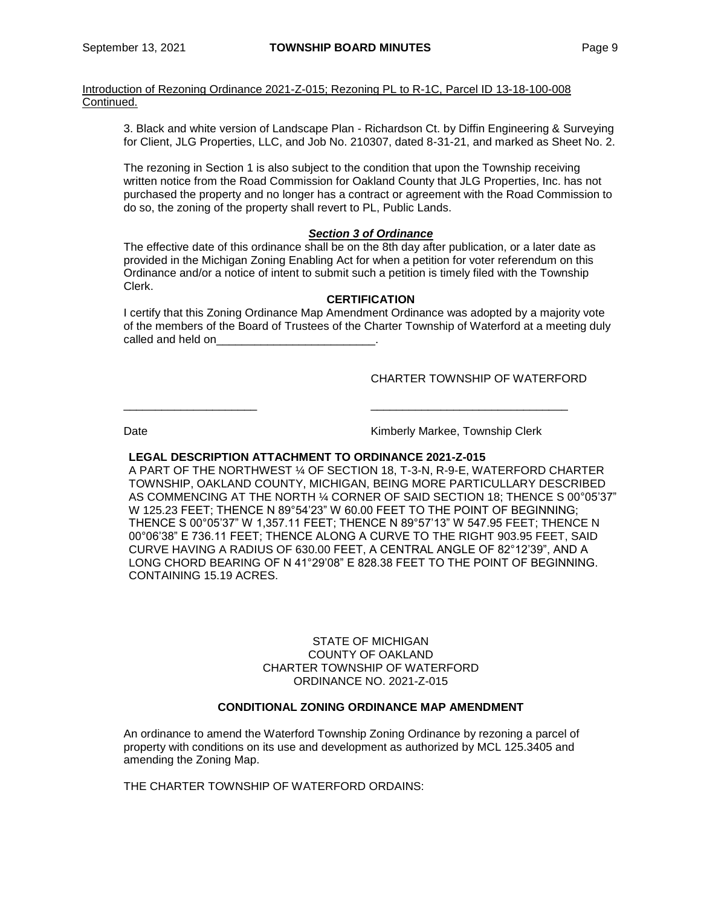Introduction of Rezoning Ordinance 2021-Z-015; Rezoning PL to R-1C, Parcel ID 13-18-100-008 Continued.

3. Black and white version of Landscape Plan - Richardson Ct. by Diffin Engineering & Surveying for Client, JLG Properties, LLC, and Job No. 210307, dated 8-31-21, and marked as Sheet No. 2.

The rezoning in Section 1 is also subject to the condition that upon the Township receiving written notice from the Road Commission for Oakland County that JLG Properties, Inc. has not purchased the property and no longer has a contract or agreement with the Road Commission to do so, the zoning of the property shall revert to PL, Public Lands.

***Section 3 of Ordinance***

The effective date of this ordinance shall be on the 8th day after publication, or a later date as provided in the Michigan Zoning Enabling Act for when a petition for voter referendum on this Ordinance and/or a notice of intent to submit such a petition is timely filed with the Township Clerk.

**CERTIFICATION**

I certify that this Zoning Ordinance Map Amendment Ordinance was adopted by a majority vote of the members of the Board of Trustees of the Charter Township of Waterford at a meeting duly called and held on_________________________.

CHARTER TOWNSHIP OF WATERFORD

_____________________ _______________________________

Date Kimberly Markee, Township Clerk

**LEGAL DESCRIPTION ATTACHMENT TO ORDINANCE 2021-Z-015**

A PART OF THE NORTHWEST ¼ OF SECTION 18, T-3-N, R-9-E, WATERFORD CHARTER TOWNSHIP, OAKLAND COUNTY, MICHIGAN, BEING MORE PARTICULLARY DESCRIBED AS COMMENCING AT THE NORTH ¼ CORNER OF SAID SECTION 18; THENCE S 00°05'37" W 125.23 FEET; THENCE N 89°54'23" W 60.00 FEET TO THE POINT OF BEGINNING; THENCE S 00°05'37" W 1,357.11 FEET; THENCE N 89°57'13" W 547.95 FEET; THENCE N 00°06'38" E 736.11 FEET; THENCE ALONG A CURVE TO THE RIGHT 903.95 FEET, SAID CURVE HAVING A RADIUS OF 630.00 FEET, A CENTRAL ANGLE OF 82°12'39", AND A LONG CHORD BEARING OF N 41°29'08" E 828.38 FEET TO THE POINT OF BEGINNING. CONTAINING 15.19 ACRES.

STATE OF MICHIGAN
COUNTY OF OAKLAND
CHARTER TOWNSHIP OF WATERFORD
ORDINANCE NO. 2021-Z-015

**CONDITIONAL ZONING ORDINANCE MAP AMENDMENT**

An ordinance to amend the Waterford Township Zoning Ordinance by rezoning a parcel of property with conditions on its use and development as authorized by MCL 125.3405 and amending the Zoning Map.

THE CHARTER TOWNSHIP OF WATERFORD ORDAINS: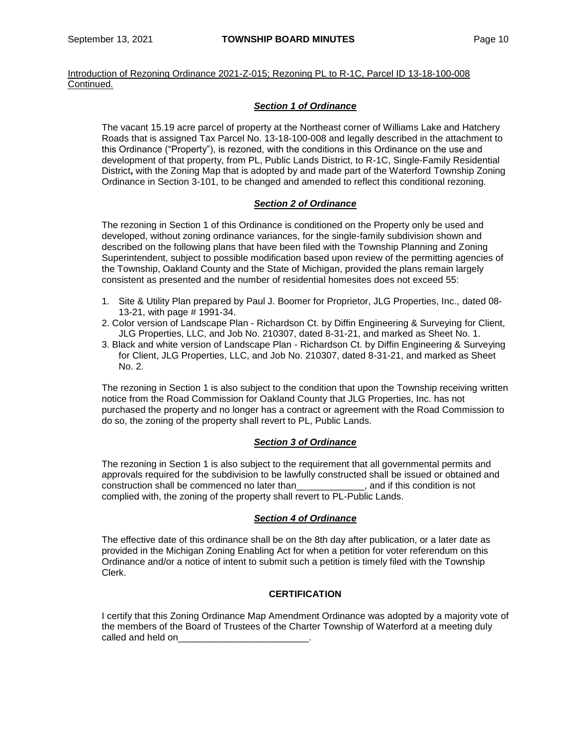Introduction of Rezoning Ordinance 2021-Z-015; Rezoning PL to R-1C, Parcel ID 13-18-100-008 Continued.

### ***Section 1 of Ordinance***

The vacant 15.19 acre parcel of property at the Northeast corner of Williams Lake and Hatchery Roads that is assigned Tax Parcel No. 13-18-100-008 and legally described in the attachment to this Ordinance ("Property"), is rezoned, with the conditions in this Ordinance on the use and development of that property, from PL, Public Lands District, to R-1C, Single-Family Residential District**,** with the Zoning Map that is adopted by and made part of the Waterford Township Zoning Ordinance in Section 3-101, to be changed and amended to reflect this conditional rezoning.

### ***Section 2 of Ordinance***

The rezoning in Section 1 of this Ordinance is conditioned on the Property only be used and developed, without zoning ordinance variances, for the single-family subdivision shown and described on the following plans that have been filed with the Township Planning and Zoning Superintendent, subject to possible modification based upon review of the permitting agencies of the Township, Oakland County and the State of Michigan, provided the plans remain largely consistent as presented and the number of residential homesites does not exceed 55:

1. Site & Utility Plan prepared by Paul J. Boomer for Proprietor, JLG Properties, Inc., dated 08-13-21, with page # 1991-34.
2. Color version of Landscape Plan - Richardson Ct. by Diffin Engineering & Surveying for Client, JLG Properties, LLC, and Job No. 210307, dated 8-31-21, and marked as Sheet No. 1.
3. Black and white version of Landscape Plan - Richardson Ct. by Diffin Engineering & Surveying for Client, JLG Properties, LLC, and Job No. 210307, dated 8-31-21, and marked as Sheet No. 2.

The rezoning in Section 1 is also subject to the condition that upon the Township receiving written notice from the Road Commission for Oakland County that JLG Properties, Inc. has not purchased the property and no longer has a contract or agreement with the Road Commission to do so, the zoning of the property shall revert to PL, Public Lands.

### ***Section 3 of Ordinance***

The rezoning in Section 1 is also subject to the requirement that all governmental permits and approvals required for the subdivision to be lawfully constructed shall be issued or obtained and construction shall be commenced no later than_____________, and if this condition is not complied with, the zoning of the property shall revert to PL-Public Lands.

### ***Section 4 of Ordinance***

The effective date of this ordinance shall be on the 8th day after publication, or a later date as provided in the Michigan Zoning Enabling Act for when a petition for voter referendum on this Ordinance and/or a notice of intent to submit such a petition is timely filed with the Township Clerk.

### **CERTIFICATION**

I certify that this Zoning Ordinance Map Amendment Ordinance was adopted by a majority vote of the members of the Board of Trustees of the Charter Township of Waterford at a meeting duly called and held on_________________________.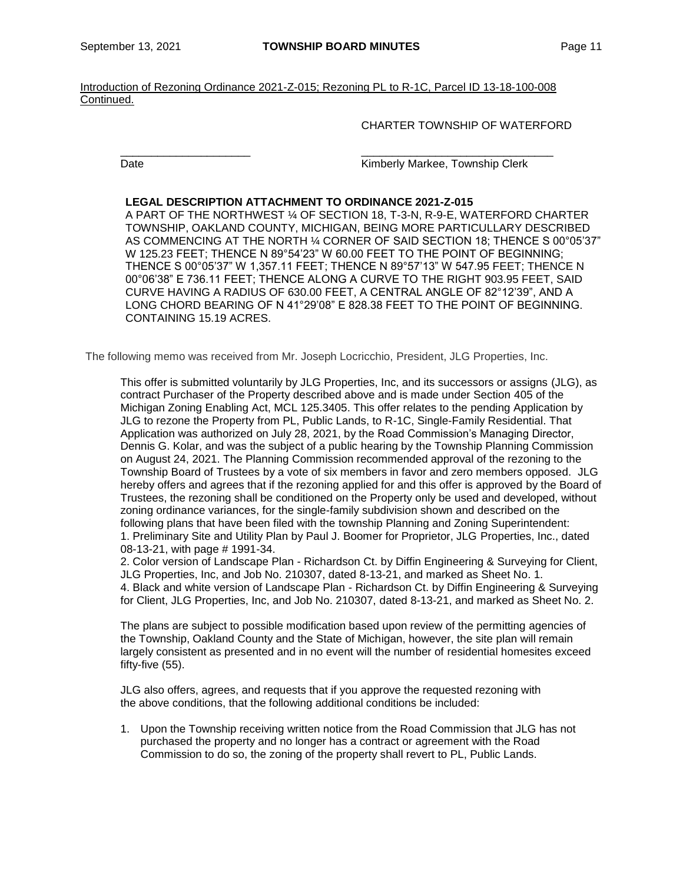Introduction of Rezoning Ordinance 2021-Z-015; Rezoning PL to R-1C, Parcel ID 13-18-100-008 Continued.

CHARTER TOWNSHIP OF WATERFORD

______________________ ______________________________

Date Kimberly Markee, Township Clerk

**LEGAL DESCRIPTION ATTACHMENT TO ORDINANCE 2021-Z-015**

A PART OF THE NORTHWEST ¼ OF SECTION 18, T-3-N, R-9-E, WATERFORD CHARTER TOWNSHIP, OAKLAND COUNTY, MICHIGAN, BEING MORE PARTICULLARY DESCRIBED AS COMMENCING AT THE NORTH ¼ CORNER OF SAID SECTION 18; THENCE S 00°05'37" W 125.23 FEET; THENCE N 89°54'23" W 60.00 FEET TO THE POINT OF BEGINNING; THENCE S 00°05'37" W 1,357.11 FEET; THENCE N 89°57'13" W 547.95 FEET; THENCE N 00°06'38" E 736.11 FEET; THENCE ALONG A CURVE TO THE RIGHT 903.95 FEET, SAID CURVE HAVING A RADIUS OF 630.00 FEET, A CENTRAL ANGLE OF 82°12'39", AND A LONG CHORD BEARING OF N 41°29'08" E 828.38 FEET TO THE POINT OF BEGINNING. CONTAINING 15.19 ACRES.

The following memo was received from Mr. Joseph Locricchio, President, JLG Properties, Inc.

This offer is submitted voluntarily by JLG Properties, Inc, and its successors or assigns (JLG), as contract Purchaser of the Property described above and is made under Section 405 of the Michigan Zoning Enabling Act, MCL 125.3405. This offer relates to the pending Application by JLG to rezone the Property from PL, Public Lands, to R-1C, Single-Family Residential. That Application was authorized on July 28, 2021, by the Road Commission's Managing Director, Dennis G. Kolar, and was the subject of a public hearing by the Township Planning Commission on August 24, 2021. The Planning Commission recommended approval of the rezoning to the Township Board of Trustees by a vote of six members in favor and zero members opposed. JLG hereby offers and agrees that if the rezoning applied for and this offer is approved by the Board of Trustees, the rezoning shall be conditioned on the Property only be used and developed, without zoning ordinance variances, for the single-family subdivision shown and described on the following plans that have been filed with the township Planning and Zoning Superintendent:

1. Preliminary Site and Utility Plan by Paul J. Boomer for Proprietor, JLG Properties, Inc., dated 08-13-21, with page # 1991-34.
2. Color version of Landscape Plan - Richardson Ct. by Diffin Engineering & Surveying for Client, JLG Properties, Inc, and Job No. 210307, dated 8-13-21, and marked as Sheet No. 1.
4. Black and white version of Landscape Plan - Richardson Ct. by Diffin Engineering & Surveying for Client, JLG Properties, Inc, and Job No. 210307, dated 8-13-21, and marked as Sheet No. 2.

The plans are subject to possible modification based upon review of the permitting agencies of the Township, Oakland County and the State of Michigan, however, the site plan will remain largely consistent as presented and in no event will the number of residential homesites exceed fifty-five (55).

JLG also offers, agrees, and requests that if you approve the requested rezoning with the above conditions, that the following additional conditions be included:

1. Upon the Township receiving written notice from the Road Commission that JLG has not purchased the property and no longer has a contract or agreement with the Road Commission to do so, the zoning of the property shall revert to PL, Public Lands.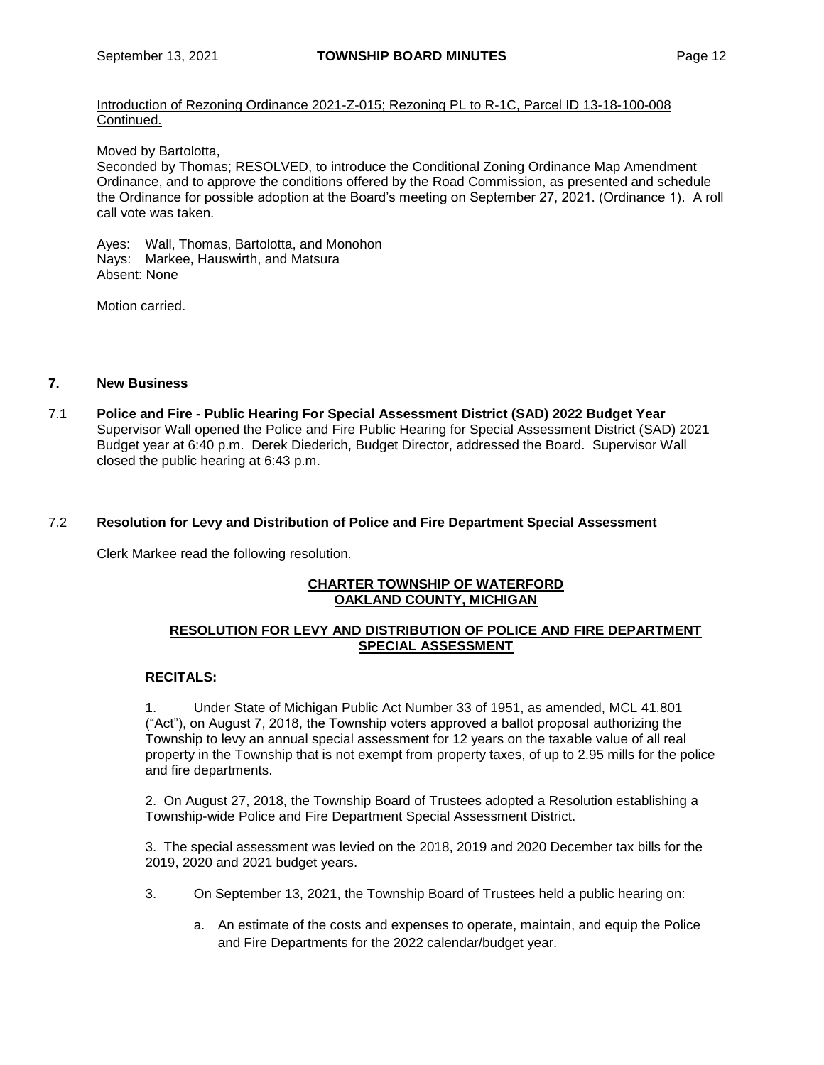Introduction of Rezoning Ordinance 2021-Z-015; Rezoning PL to R-1C, Parcel ID 13-18-100-008 Continued.

Moved by Bartolotta,
Seconded by Thomas; RESOLVED, to introduce the Conditional Zoning Ordinance Map Amendment Ordinance, and to approve the conditions offered by the Road Commission, as presented and schedule the Ordinance for possible adoption at the Board's meeting on September 27, 2021. (Ordinance 1). A roll call vote was taken.

Ayes: Wall, Thomas, Bartolotta, and Monohon
Nays: Markee, Hauswirth, and Matsura
Absent: None

Motion carried.

## 7. New Business

### 7.1 Police and Fire - Public Hearing For Special Assessment District (SAD) 2022 Budget Year

Supervisor Wall opened the Police and Fire Public Hearing for Special Assessment District (SAD) 2021 Budget year at 6:40 p.m. Derek Diederich, Budget Director, addressed the Board. Supervisor Wall closed the public hearing at 6:43 p.m.

### 7.2 Resolution for Levy and Distribution of Police and Fire Department Special Assessment

Clerk Markee read the following resolution.

**CHARTER TOWNSHIP OF WATERFORD**
**OAKLAND COUNTY, MICHIGAN**

**RESOLUTION FOR LEVY AND DISTRIBUTION OF POLICE AND FIRE DEPARTMENT SPECIAL ASSESSMENT**

**RECITALS:**

1. Under State of Michigan Public Act Number 33 of 1951, as amended, MCL 41.801 ("Act"), on August 7, 2018, the Township voters approved a ballot proposal authorizing the Township to levy an annual special assessment for 12 years on the taxable value of all real property in the Township that is not exempt from property taxes, of up to 2.95 mills for the police and fire departments.

2. On August 27, 2018, the Township Board of Trustees adopted a Resolution establishing a Township-wide Police and Fire Department Special Assessment District.

3. The special assessment was levied on the 2018, 2019 and 2020 December tax bills for the 2019, 2020 and 2021 budget years.

3. On September 13, 2021, the Township Board of Trustees held a public hearing on:

   a. An estimate of the costs and expenses to operate, maintain, and equip the Police and Fire Departments for the 2022 calendar/budget year.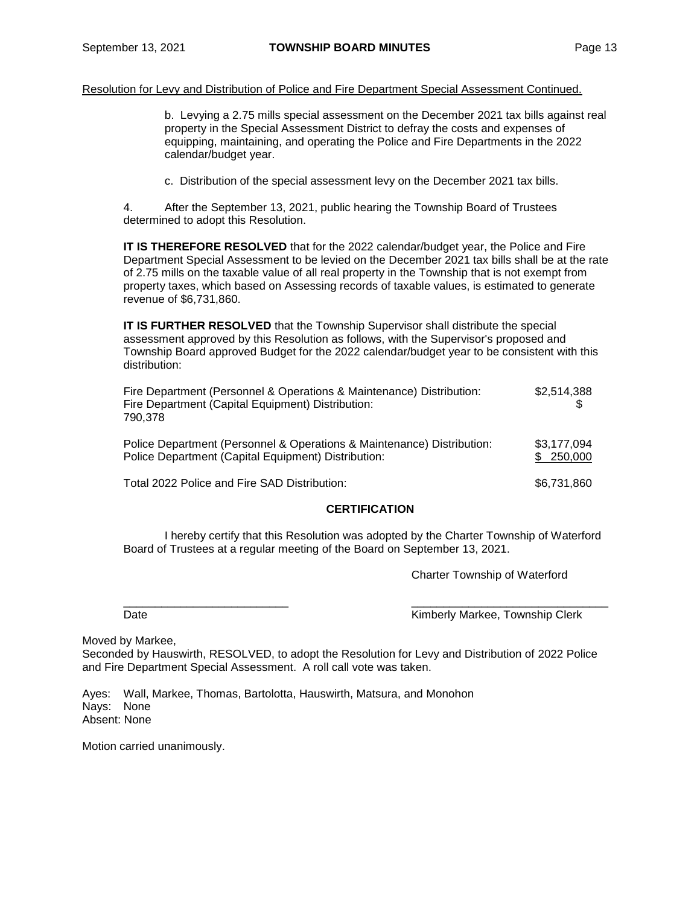Resolution for Levy and Distribution of Police and Fire Department Special Assessment Continued.

b. Levying a 2.75 mills special assessment on the December 2021 tax bills against real property in the Special Assessment District to defray the costs and expenses of equipping, maintaining, and operating the Police and Fire Departments in the 2022 calendar/budget year.

c. Distribution of the special assessment levy on the December 2021 tax bills.

4. After the September 13, 2021, public hearing the Township Board of Trustees determined to adopt this Resolution.

**IT IS THEREFORE RESOLVED** that for the 2022 calendar/budget year, the Police and Fire Department Special Assessment to be levied on the December 2021 tax bills shall be at the rate of 2.75 mills on the taxable value of all real property in the Township that is not exempt from property taxes, which based on Assessing records of taxable values, is estimated to generate revenue of $6,731,860.

**IT IS FURTHER RESOLVED** that the Township Supervisor shall distribute the special assessment approved by this Resolution as follows, with the Supervisor's proposed and Township Board approved Budget for the 2022 calendar/budget year to be consistent with this distribution:

| | |
|---|---|
| Fire Department (Personnel & Operations & Maintenance) Distribution: | $2,514,388 |
| Fire Department (Capital Equipment) Distribution: | $ 790,378 |
| Police Department (Personnel & Operations & Maintenance) Distribution: | $3,177,094 |
| Police Department (Capital Equipment) Distribution: | $ 250,000 |
| Total 2022 Police and Fire SAD Distribution: | $6,731,860 |

**CERTIFICATION**

I hereby certify that this Resolution was adopted by the Charter Township of Waterford Board of Trustees at a regular meeting of the Board on September 13, 2021.

Charter Township of Waterford

\_\_\_\_\_\_\_\_\_\_\_\_\_\_\_\_\_\_\_\_\_\_\_\_\_\_ \_\_\_\_\_\_\_\_\_\_\_\_\_\_\_\_\_\_\_\_\_\_\_\_\_\_\_\_\_\_\_

Date Kimberly Markee, Township Clerk

Moved by Markee,
Seconded by Hauswirth, RESOLVED, to adopt the Resolution for Levy and Distribution of 2022 Police and Fire Department Special Assessment. A roll call vote was taken.

Ayes: Wall, Markee, Thomas, Bartolotta, Hauswirth, Matsura, and Monohon
Nays: None
Absent: None

Motion carried unanimously.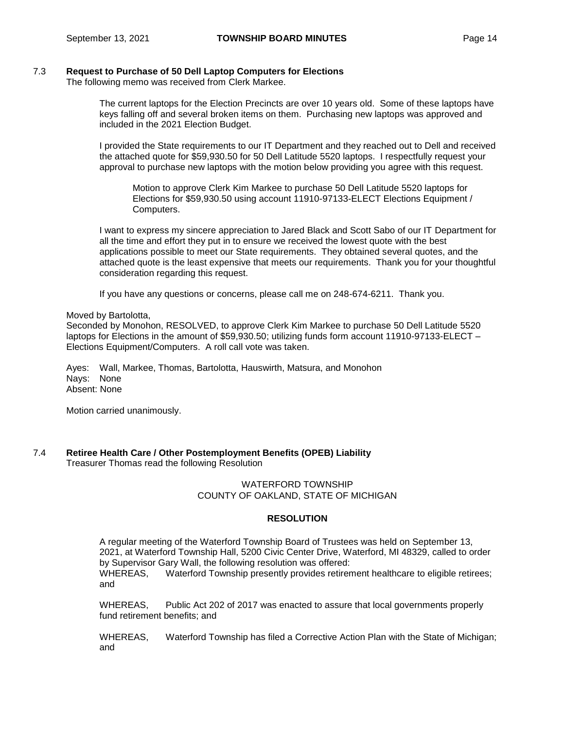### 7.3 Request to Purchase of 50 Dell Laptop Computers for Elections

The following memo was received from Clerk Markee.

> The current laptops for the Election Precincts are over 10 years old. Some of these laptops have keys falling off and several broken items on them. Purchasing new laptops was approved and included in the 2021 Election Budget.
>
> I provided the State requirements to our IT Department and they reached out to Dell and received the attached quote for $59,930.50 for 50 Dell Latitude 5520 laptops. I respectfully request your approval to purchase new laptops with the motion below providing you agree with this request.
>
> > Motion to approve Clerk Kim Markee to purchase 50 Dell Latitude 5520 laptops for Elections for $59,930.50 using account 11910-97133-ELECT Elections Equipment / Computers.
>
> I want to express my sincere appreciation to Jared Black and Scott Sabo of our IT Department for all the time and effort they put in to ensure we received the lowest quote with the best applications possible to meet our State requirements. They obtained several quotes, and the attached quote is the least expensive that meets our requirements. Thank you for your thoughtful consideration regarding this request.
>
> If you have any questions or concerns, please call me on 248-674-6211. Thank you.

Moved by Bartolotta,
Seconded by Monohon, RESOLVED, to approve Clerk Kim Markee to purchase 50 Dell Latitude 5520 laptops for Elections in the amount of $59,930.50; utilizing funds form account 11910-97133-ELECT – Elections Equipment/Computers. A roll call vote was taken.

Ayes: Wall, Markee, Thomas, Bartolotta, Hauswirth, Matsura, and Monohon
Nays: None
Absent: None

Motion carried unanimously.

### 7.4 Retiree Health Care / Other Postemployment Benefits (OPEB) Liability

Treasurer Thomas read the following Resolution

WATERFORD TOWNSHIP
COUNTY OF OAKLAND, STATE OF MICHIGAN

**RESOLUTION**

A regular meeting of the Waterford Township Board of Trustees was held on September 13, 2021, at Waterford Township Hall, 5200 Civic Center Drive, Waterford, MI 48329, called to order by Supervisor Gary Wall, the following resolution was offered:

WHEREAS, Waterford Township presently provides retirement healthcare to eligible retirees; and

WHEREAS, Public Act 202 of 2017 was enacted to assure that local governments properly fund retirement benefits; and

WHEREAS, Waterford Township has filed a Corrective Action Plan with the State of Michigan; and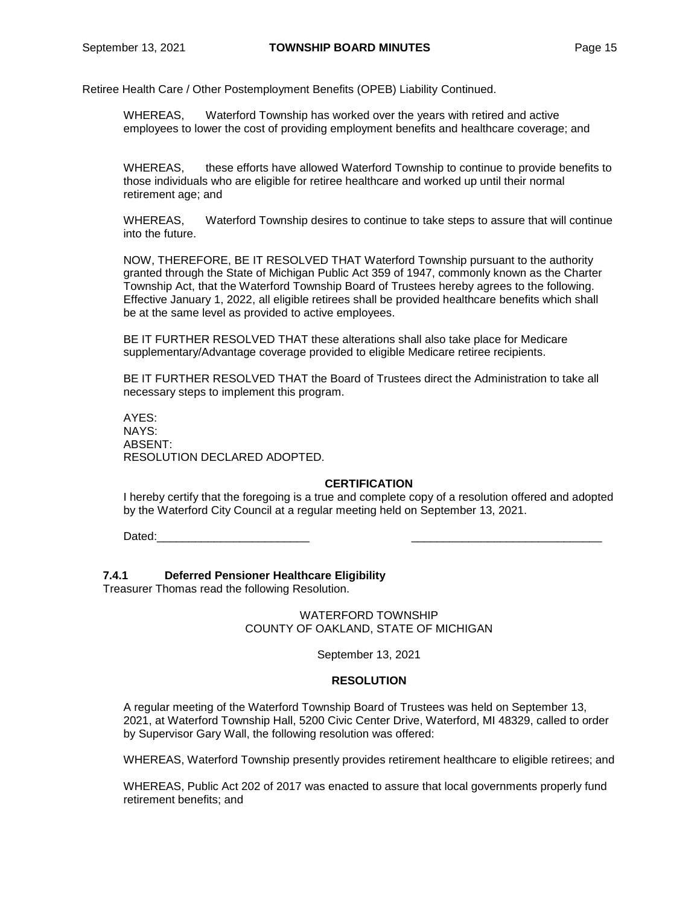Retiree Health Care / Other Postemployment Benefits (OPEB) Liability Continued.

WHEREAS, Waterford Township has worked over the years with retired and active employees to lower the cost of providing employment benefits and healthcare coverage; and

WHEREAS, these efforts have allowed Waterford Township to continue to provide benefits to those individuals who are eligible for retiree healthcare and worked up until their normal retirement age; and

WHEREAS, Waterford Township desires to continue to take steps to assure that will continue into the future.

NOW, THEREFORE, BE IT RESOLVED THAT Waterford Township pursuant to the authority granted through the State of Michigan Public Act 359 of 1947, commonly known as the Charter Township Act, that the Waterford Township Board of Trustees hereby agrees to the following. Effective January 1, 2022, all eligible retirees shall be provided healthcare benefits which shall be at the same level as provided to active employees.

BE IT FURTHER RESOLVED THAT these alterations shall also take place for Medicare supplementary/Advantage coverage provided to eligible Medicare retiree recipients.

BE IT FURTHER RESOLVED THAT the Board of Trustees direct the Administration to take all necessary steps to implement this program.

AYES:
NAYS:
ABSENT:
RESOLUTION DECLARED ADOPTED.

**CERTIFICATION**

I hereby certify that the foregoing is a true and complete copy of a resolution offered and adopted by the Waterford City Council at a regular meeting held on September 13, 2021.

Dated:________________________ ______________________________

### 7.4.1 Deferred Pensioner Healthcare Eligibility

Treasurer Thomas read the following Resolution.

WATERFORD TOWNSHIP
COUNTY OF OAKLAND, STATE OF MICHIGAN

September 13, 2021

**RESOLUTION**

A regular meeting of the Waterford Township Board of Trustees was held on September 13, 2021, at Waterford Township Hall, 5200 Civic Center Drive, Waterford, MI 48329, called to order by Supervisor Gary Wall, the following resolution was offered:

WHEREAS, Waterford Township presently provides retirement healthcare to eligible retirees; and

WHEREAS, Public Act 202 of 2017 was enacted to assure that local governments properly fund retirement benefits; and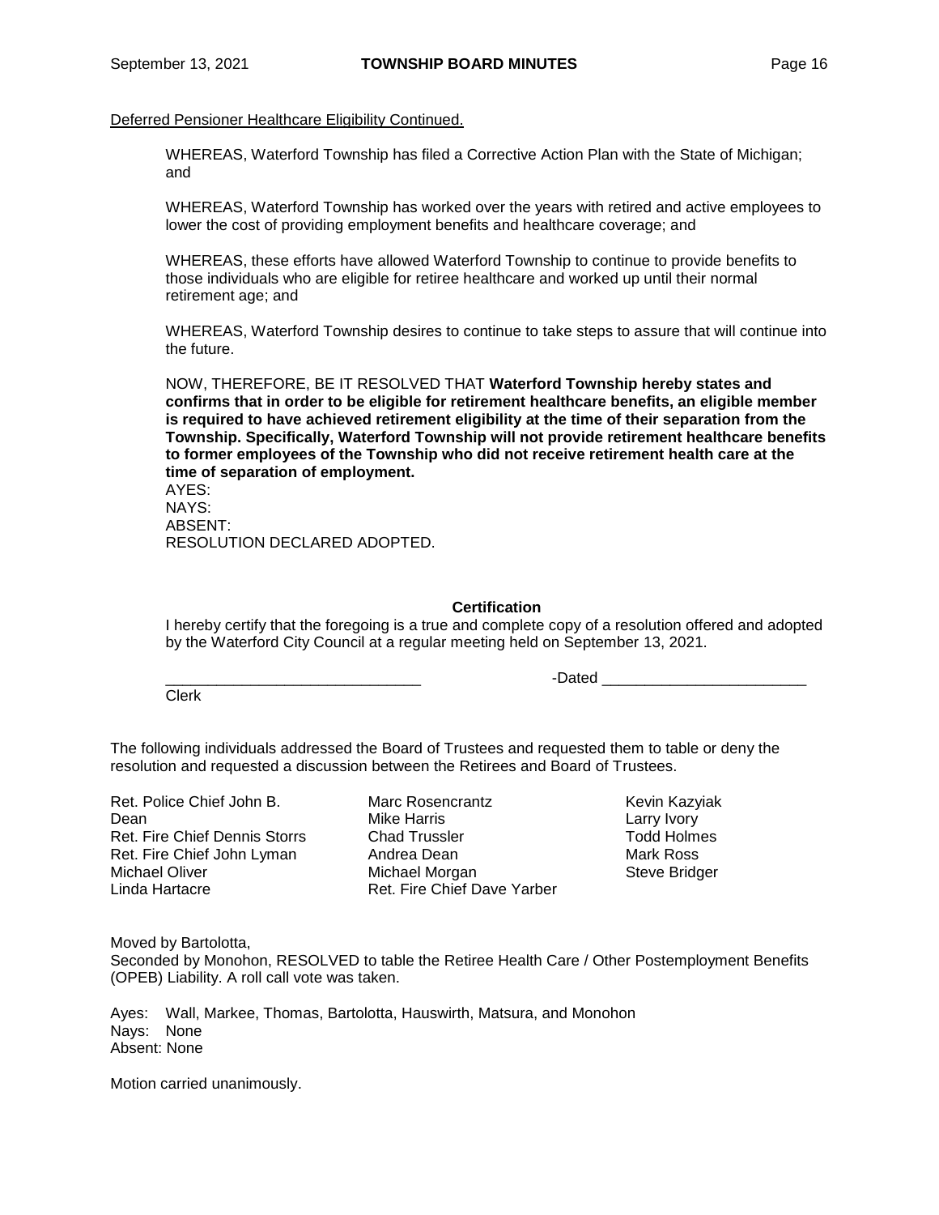Deferred Pensioner Healthcare Eligibility Continued.

WHEREAS, Waterford Township has filed a Corrective Action Plan with the State of Michigan; and

WHEREAS, Waterford Township has worked over the years with retired and active employees to lower the cost of providing employment benefits and healthcare coverage; and

WHEREAS, these efforts have allowed Waterford Township to continue to provide benefits to those individuals who are eligible for retiree healthcare and worked up until their normal retirement age; and

WHEREAS, Waterford Township desires to continue to take steps to assure that will continue into the future.

NOW, THEREFORE, BE IT RESOLVED THAT **Waterford Township hereby states and confirms that in order to be eligible for retirement healthcare benefits, an eligible member is required to have achieved retirement eligibility at the time of their separation from the Township. Specifically, Waterford Township will not provide retirement healthcare benefits to former employees of the Township who did not receive retirement health care at the time of separation of employment.**

AYES:
NAYS:
ABSENT:
RESOLUTION DECLARED ADOPTED.

**Certification**

I hereby certify that the foregoing is a true and complete copy of a resolution offered and adopted by the Waterford City Council at a regular meeting held on September 13, 2021.

______________________________ -Dated ________________________
Clerk

The following individuals addressed the Board of Trustees and requested them to table or deny the resolution and requested a discussion between the Retirees and Board of Trustees.

Ret. Police Chief John B. Dean
Ret. Fire Chief Dennis Storrs
Ret. Fire Chief John Lyman
Michael Oliver
Linda Hartacre
Marc Rosencrantz
Mike Harris
Chad Trussler
Andrea Dean
Michael Morgan
Ret. Fire Chief Dave Yarber
Kevin Kazyiak
Larry Ivory
Todd Holmes
Mark Ross
Steve Bridger

Moved by Bartolotta,
Seconded by Monohon, RESOLVED to table the Retiree Health Care / Other Postemployment Benefits (OPEB) Liability. A roll call vote was taken.

Ayes: Wall, Markee, Thomas, Bartolotta, Hauswirth, Matsura, and Monohon
Nays: None
Absent: None

Motion carried unanimously.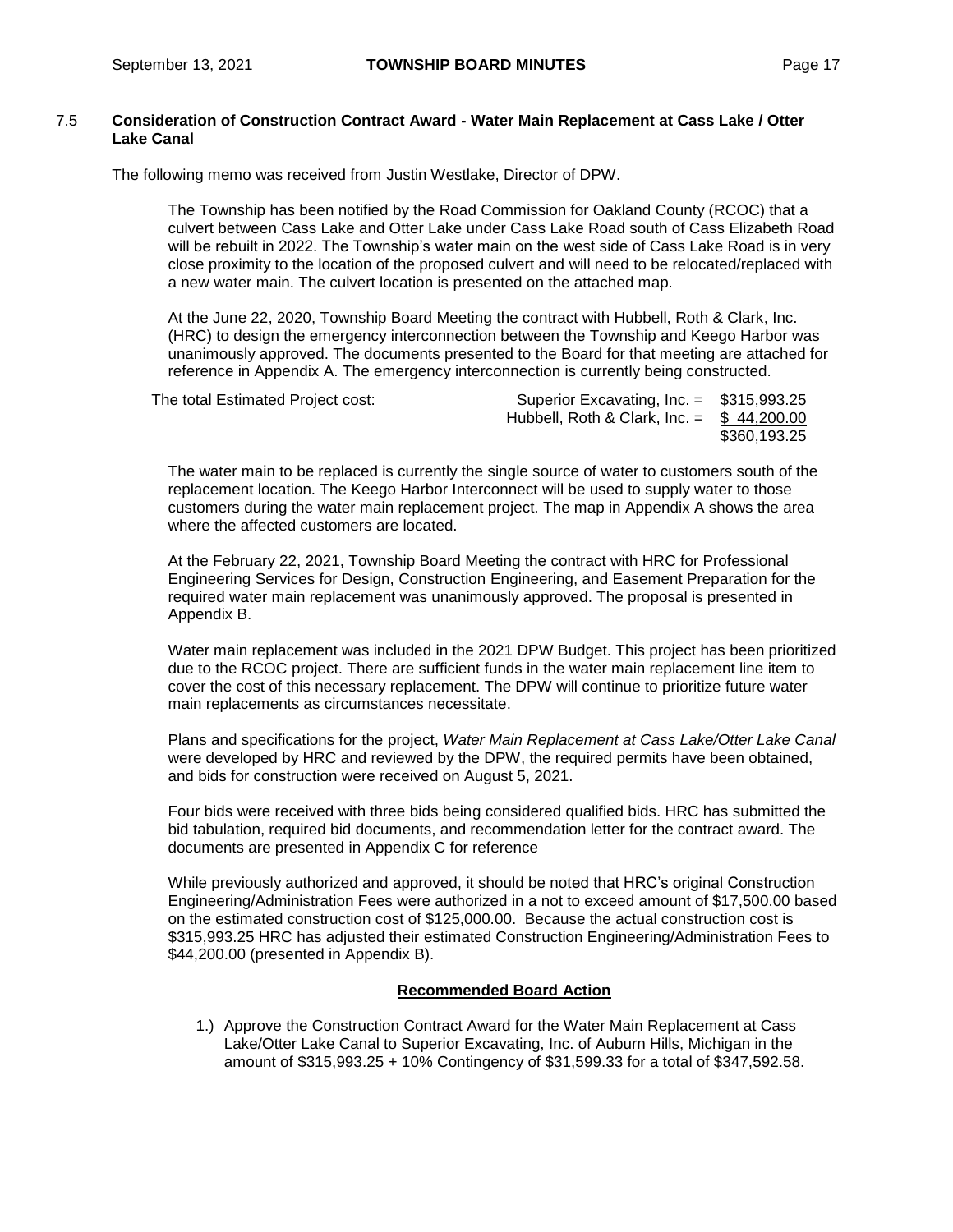### 7.5 **Consideration of Construction Contract Award - Water Main Replacement at Cass Lake / Otter Lake Canal**

The following memo was received from Justin Westlake, Director of DPW.

The Township has been notified by the Road Commission for Oakland County (RCOC) that a culvert between Cass Lake and Otter Lake under Cass Lake Road south of Cass Elizabeth Road will be rebuilt in 2022. The Township's water main on the west side of Cass Lake Road is in very close proximity to the location of the proposed culvert and will need to be relocated/replaced with a new water main. The culvert location is presented on the attached map.

At the June 22, 2020, Township Board Meeting the contract with Hubbell, Roth & Clark, Inc. (HRC) to design the emergency interconnection between the Township and Keego Harbor was unanimously approved. The documents presented to the Board for that meeting are attached for reference in Appendix A. The emergency interconnection is currently being constructed.

| The total Estimated Project cost: | | |
|---|---|---|
| | Superior Excavating, Inc. = | \$315,993.25 |
| | Hubbell, Roth & Clark, Inc. = | \$ 44,200.00 |
| | | \$360,193.25 |

The water main to be replaced is currently the single source of water to customers south of the replacement location. The Keego Harbor Interconnect will be used to supply water to those customers during the water main replacement project. The map in Appendix A shows the area where the affected customers are located.

At the February 22, 2021, Township Board Meeting the contract with HRC for Professional Engineering Services for Design, Construction Engineering, and Easement Preparation for the required water main replacement was unanimously approved. The proposal is presented in Appendix B.

Water main replacement was included in the 2021 DPW Budget. This project has been prioritized due to the RCOC project. There are sufficient funds in the water main replacement line item to cover the cost of this necessary replacement. The DPW will continue to prioritize future water main replacements as circumstances necessitate.

Plans and specifications for the project, *Water Main Replacement at Cass Lake/Otter Lake Canal* were developed by HRC and reviewed by the DPW, the required permits have been obtained, and bids for construction were received on August 5, 2021.

Four bids were received with three bids being considered qualified bids. HRC has submitted the bid tabulation, required bid documents, and recommendation letter for the contract award. The documents are presented in Appendix C for reference

While previously authorized and approved, it should be noted that HRC's original Construction Engineering/Administration Fees were authorized in a not to exceed amount of \$17,500.00 based on the estimated construction cost of \$125,000.00. Because the actual construction cost is \$315,993.25 HRC has adjusted their estimated Construction Engineering/Administration Fees to \$44,200.00 (presented in Appendix B).

**Recommended Board Action**

1.) Approve the Construction Contract Award for the Water Main Replacement at Cass Lake/Otter Lake Canal to Superior Excavating, Inc. of Auburn Hills, Michigan in the amount of \$315,993.25 + 10% Contingency of \$31,599.33 for a total of \$347,592.58.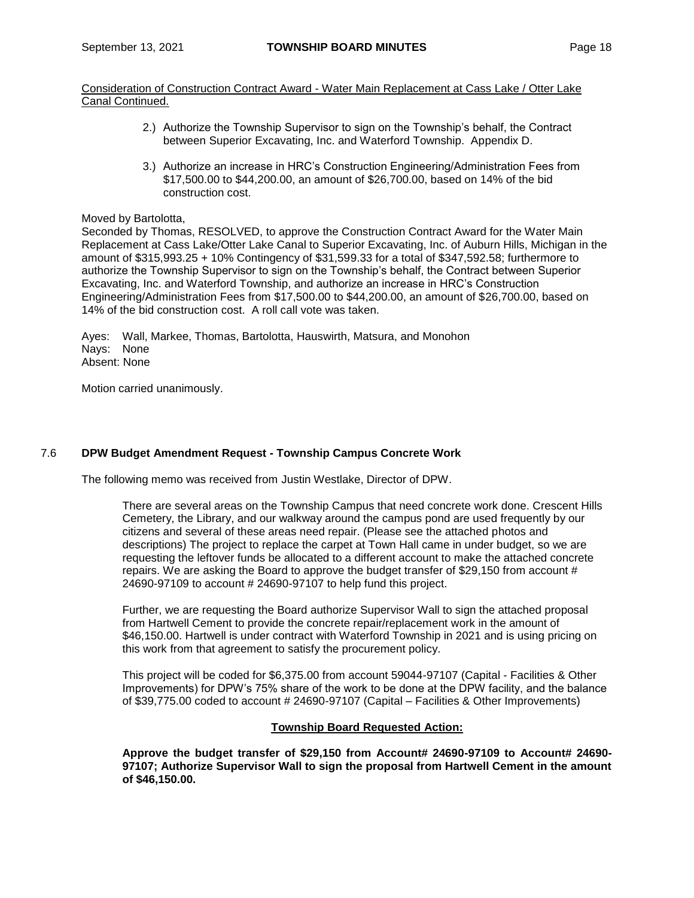Consideration of Construction Contract Award - Water Main Replacement at Cass Lake / Otter Lake Canal Continued.

> 2.) Authorize the Township Supervisor to sign on the Township's behalf, the Contract between Superior Excavating, Inc. and Waterford Township. Appendix D.
>
> 3.) Authorize an increase in HRC's Construction Engineering/Administration Fees from $17,500.00 to $44,200.00, an amount of $26,700.00, based on 14% of the bid construction cost.

Moved by Bartolotta,
Seconded by Thomas, RESOLVED, to approve the Construction Contract Award for the Water Main Replacement at Cass Lake/Otter Lake Canal to Superior Excavating, Inc. of Auburn Hills, Michigan in the amount of $315,993.25 + 10% Contingency of $31,599.33 for a total of $347,592.58; furthermore to authorize the Township Supervisor to sign on the Township's behalf, the Contract between Superior Excavating, Inc. and Waterford Township, and authorize an increase in HRC's Construction Engineering/Administration Fees from $17,500.00 to $44,200.00, an amount of $26,700.00, based on 14% of the bid construction cost. A roll call vote was taken.

Ayes: Wall, Markee, Thomas, Bartolotta, Hauswirth, Matsura, and Monohon
Nays: None
Absent: None

Motion carried unanimously.

## 7.6 DPW Budget Amendment Request - Township Campus Concrete Work

The following memo was received from Justin Westlake, Director of DPW.

> There are several areas on the Township Campus that need concrete work done. Crescent Hills Cemetery, the Library, and our walkway around the campus pond are used frequently by our citizens and several of these areas need repair. (Please see the attached photos and descriptions) The project to replace the carpet at Town Hall came in under budget, so we are requesting the leftover funds be allocated to a different account to make the attached concrete repairs. We are asking the Board to approve the budget transfer of $29,150 from account # 24690-97109 to account # 24690-97107 to help fund this project.
>
> Further, we are requesting the Board authorize Supervisor Wall to sign the attached proposal from Hartwell Cement to provide the concrete repair/replacement work in the amount of $46,150.00. Hartwell is under contract with Waterford Township in 2021 and is using pricing on this work from that agreement to satisfy the procurement policy.
>
> This project will be coded for $6,375.00 from account 59044-97107 (Capital - Facilities & Other Improvements) for DPW's 75% share of the work to be done at the DPW facility, and the balance of $39,775.00 coded to account # 24690-97107 (Capital – Facilities & Other Improvements)

**Township Board Requested Action:**

**Approve the budget transfer of $29,150 from Account# 24690-97109 to Account# 24690-97107; Authorize Supervisor Wall to sign the proposal from Hartwell Cement in the amount of $46,150.00.**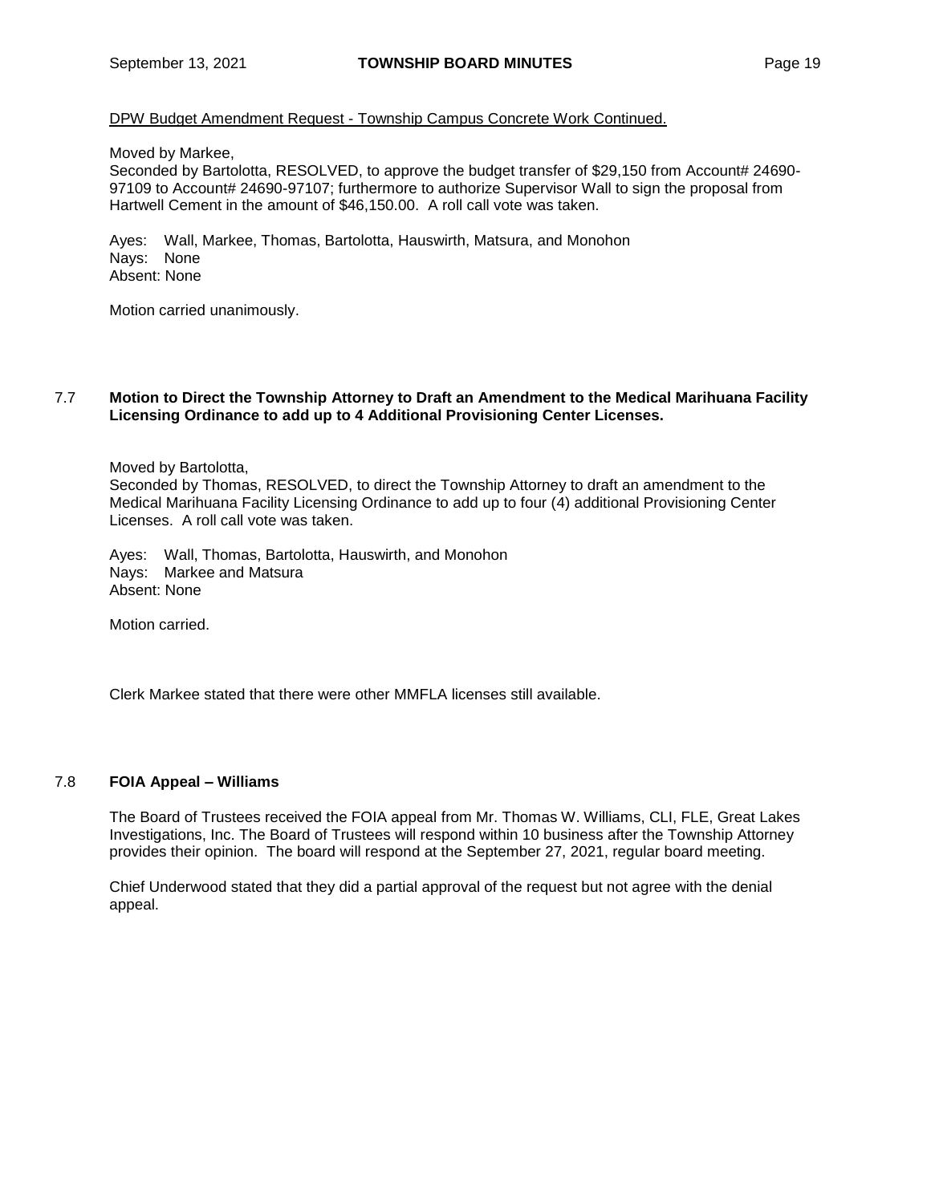DPW Budget Amendment Request - Township Campus Concrete Work Continued.

Moved by Markee,
Seconded by Bartolotta, RESOLVED, to approve the budget transfer of $29,150 from Account# 24690-97109 to Account# 24690-97107; furthermore to authorize Supervisor Wall to sign the proposal from Hartwell Cement in the amount of $46,150.00. A roll call vote was taken.

Ayes: Wall, Markee, Thomas, Bartolotta, Hauswirth, Matsura, and Monohon
Nays: None
Absent: None

Motion carried unanimously.

## 7.7 Motion to Direct the Township Attorney to Draft an Amendment to the Medical Marihuana Facility Licensing Ordinance to add up to 4 Additional Provisioning Center Licenses.

Moved by Bartolotta,
Seconded by Thomas, RESOLVED, to direct the Township Attorney to draft an amendment to the Medical Marihuana Facility Licensing Ordinance to add up to four (4) additional Provisioning Center Licenses. A roll call vote was taken.

Ayes: Wall, Thomas, Bartolotta, Hauswirth, and Monohon
Nays: Markee and Matsura
Absent: None

Motion carried.

Clerk Markee stated that there were other MMFLA licenses still available.

## 7.8 FOIA Appeal – Williams

The Board of Trustees received the FOIA appeal from Mr. Thomas W. Williams, CLI, FLE, Great Lakes Investigations, Inc. The Board of Trustees will respond within 10 business after the Township Attorney provides their opinion. The board will respond at the September 27, 2021, regular board meeting.

Chief Underwood stated that they did a partial approval of the request but not agree with the denial appeal.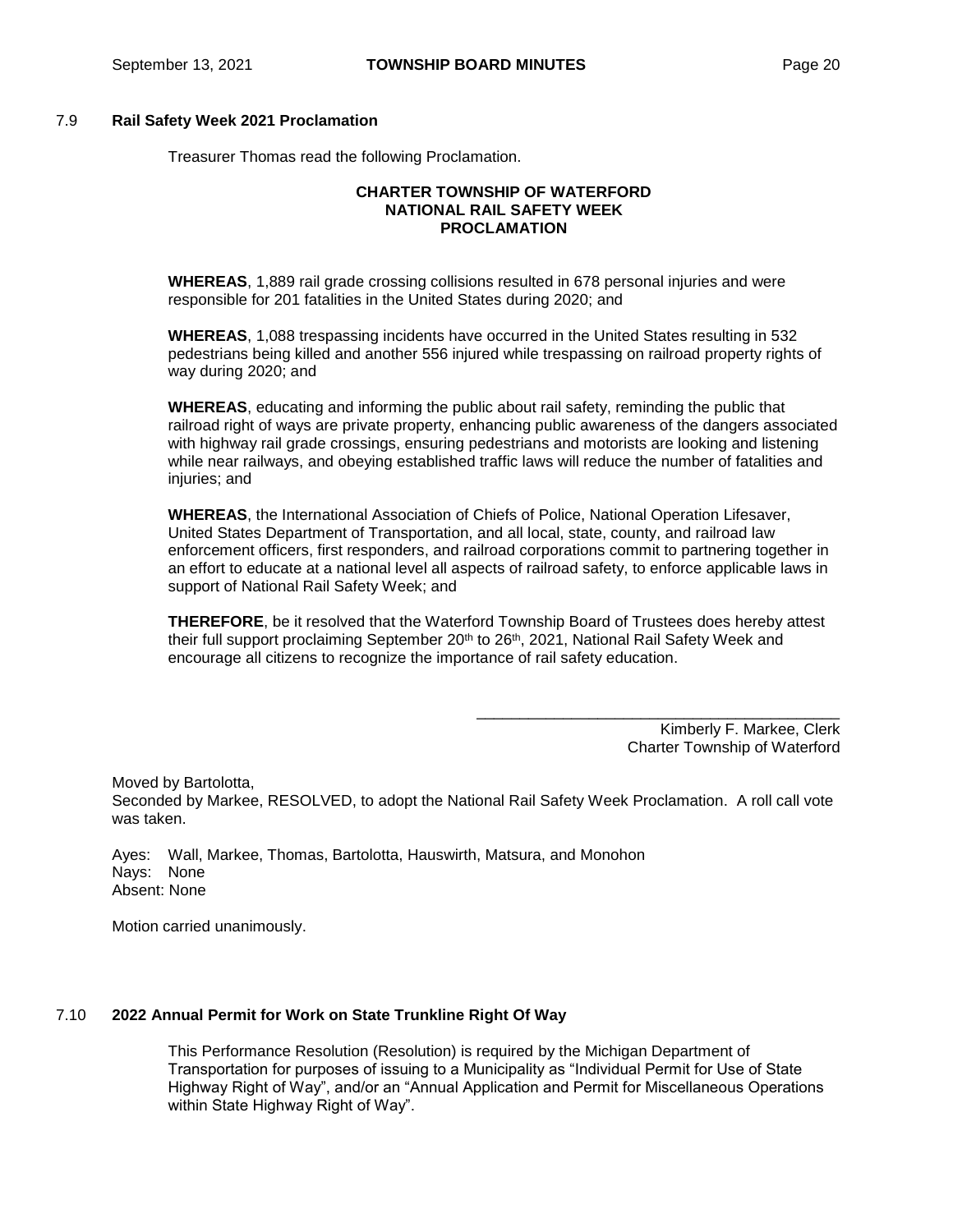### 7.9 **Rail Safety Week 2021 Proclamation**

Treasurer Thomas read the following Proclamation.

**CHARTER TOWNSHIP OF WATERFORD**
**NATIONAL RAIL SAFETY WEEK**
**PROCLAMATION**

**WHEREAS**, 1,889 rail grade crossing collisions resulted in 678 personal injuries and were responsible for 201 fatalities in the United States during 2020; and

**WHEREAS**, 1,088 trespassing incidents have occurred in the United States resulting in 532 pedestrians being killed and another 556 injured while trespassing on railroad property rights of way during 2020; and

**WHEREAS**, educating and informing the public about rail safety, reminding the public that railroad right of ways are private property, enhancing public awareness of the dangers associated with highway rail grade crossings, ensuring pedestrians and motorists are looking and listening while near railways, and obeying established traffic laws will reduce the number of fatalities and injuries; and

**WHEREAS**, the International Association of Chiefs of Police, National Operation Lifesaver, United States Department of Transportation, and all local, state, county, and railroad law enforcement officers, first responders, and railroad corporations commit to partnering together in an effort to educate at a national level all aspects of railroad safety, to enforce applicable laws in support of National Rail Safety Week; and

**THEREFORE**, be it resolved that the Waterford Township Board of Trustees does hereby attest their full support proclaiming September 20th to 26th, 2021, National Rail Safety Week and encourage all citizens to recognize the importance of rail safety education.

\_\_\_\_\_\_\_\_\_\_\_\_\_\_\_\_\_\_\_\_\_\_\_\_\_\_\_\_\_\_\_\_\_\_\_\_\_\_
Kimberly F. Markee, Clerk
Charter Township of Waterford

Moved by Bartolotta,
Seconded by Markee, RESOLVED, to adopt the National Rail Safety Week Proclamation. A roll call vote was taken.

Ayes: Wall, Markee, Thomas, Bartolotta, Hauswirth, Matsura, and Monohon
Nays: None
Absent: None

Motion carried unanimously.

### 7.10 **2022 Annual Permit for Work on State Trunkline Right Of Way**

This Performance Resolution (Resolution) is required by the Michigan Department of Transportation for purposes of issuing to a Municipality as "Individual Permit for Use of State Highway Right of Way", and/or an "Annual Application and Permit for Miscellaneous Operations within State Highway Right of Way".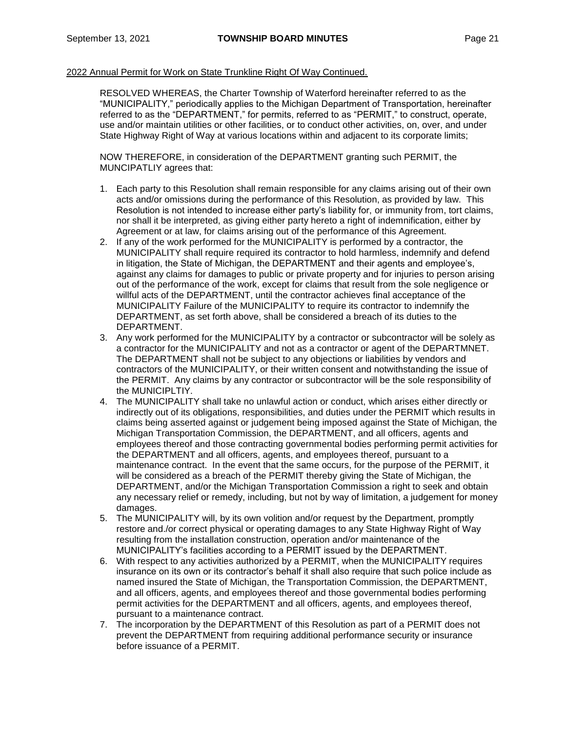2022 Annual Permit for Work on State Trunkline Right Of Way Continued.

RESOLVED WHEREAS, the Charter Township of Waterford hereinafter referred to as the "MUNICIPALITY," periodically applies to the Michigan Department of Transportation, hereinafter referred to as the "DEPARTMENT," for permits, referred to as "PERMIT," to construct, operate, use and/or maintain utilities or other facilities, or to conduct other activities, on, over, and under State Highway Right of Way at various locations within and adjacent to its corporate limits;

NOW THEREFORE, in consideration of the DEPARTMENT granting such PERMIT, the MUNCIPATLIY agrees that:

1. Each party to this Resolution shall remain responsible for any claims arising out of their own acts and/or omissions during the performance of this Resolution, as provided by law. This Resolution is not intended to increase either party's liability for, or immunity from, tort claims, nor shall it be interpreted, as giving either party hereto a right of indemnification, either by Agreement or at law, for claims arising out of the performance of this Agreement.
2. If any of the work performed for the MUNICIPALITY is performed by a contractor, the MUNICIPALITY shall require required its contractor to hold harmless, indemnify and defend in litigation, the State of Michigan, the DEPARTMENT and their agents and employee's, against any claims for damages to public or private property and for injuries to person arising out of the performance of the work, except for claims that result from the sole negligence or willful acts of the DEPARTMENT, until the contractor achieves final acceptance of the MUNICIPALITY Failure of the MUNICIPALITY to require its contractor to indemnify the DEPARTMENT, as set forth above, shall be considered a breach of its duties to the DEPARTMENT.
3. Any work performed for the MUNICIPALITY by a contractor or subcontractor will be solely as a contractor for the MUNICIPALITY and not as a contractor or agent of the DEPARTMNET. The DEPARTMENT shall not be subject to any objections or liabilities by vendors and contractors of the MUNICIPALITY, or their written consent and notwithstanding the issue of the PERMIT. Any claims by any contractor or subcontractor will be the sole responsibility of the MUNICIPLTIY.
4. The MUNICIPALITY shall take no unlawful action or conduct, which arises either directly or indirectly out of its obligations, responsibilities, and duties under the PERMIT which results in claims being asserted against or judgement being imposed against the State of Michigan, the Michigan Transportation Commission, the DEPARTMENT, and all officers, agents and employees thereof and those contracting governmental bodies performing permit activities for the DEPARTMENT and all officers, agents, and employees thereof, pursuant to a maintenance contract. In the event that the same occurs, for the purpose of the PERMIT, it will be considered as a breach of the PERMIT thereby giving the State of Michigan, the DEPARTMENT, and/or the Michigan Transportation Commission a right to seek and obtain any necessary relief or remedy, including, but not by way of limitation, a judgement for money damages.
5. The MUNICIPALITY will, by its own volition and/or request by the Department, promptly restore and./or correct physical or operating damages to any State Highway Right of Way resulting from the installation construction, operation and/or maintenance of the MUNICIPALITY's facilities according to a PERMIT issued by the DEPARTMENT.
6. With respect to any activities authorized by a PERMIT, when the MUNICIPALITY requires insurance on its own or its contractor's behalf it shall also require that such police include as named insured the State of Michigan, the Transportation Commission, the DEPARTMENT, and all officers, agents, and employees thereof and those governmental bodies performing permit activities for the DEPARTMENT and all officers, agents, and employees thereof, pursuant to a maintenance contract.
7. The incorporation by the DEPARTMENT of this Resolution as part of a PERMIT does not prevent the DEPARTMENT from requiring additional performance security or insurance before issuance of a PERMIT.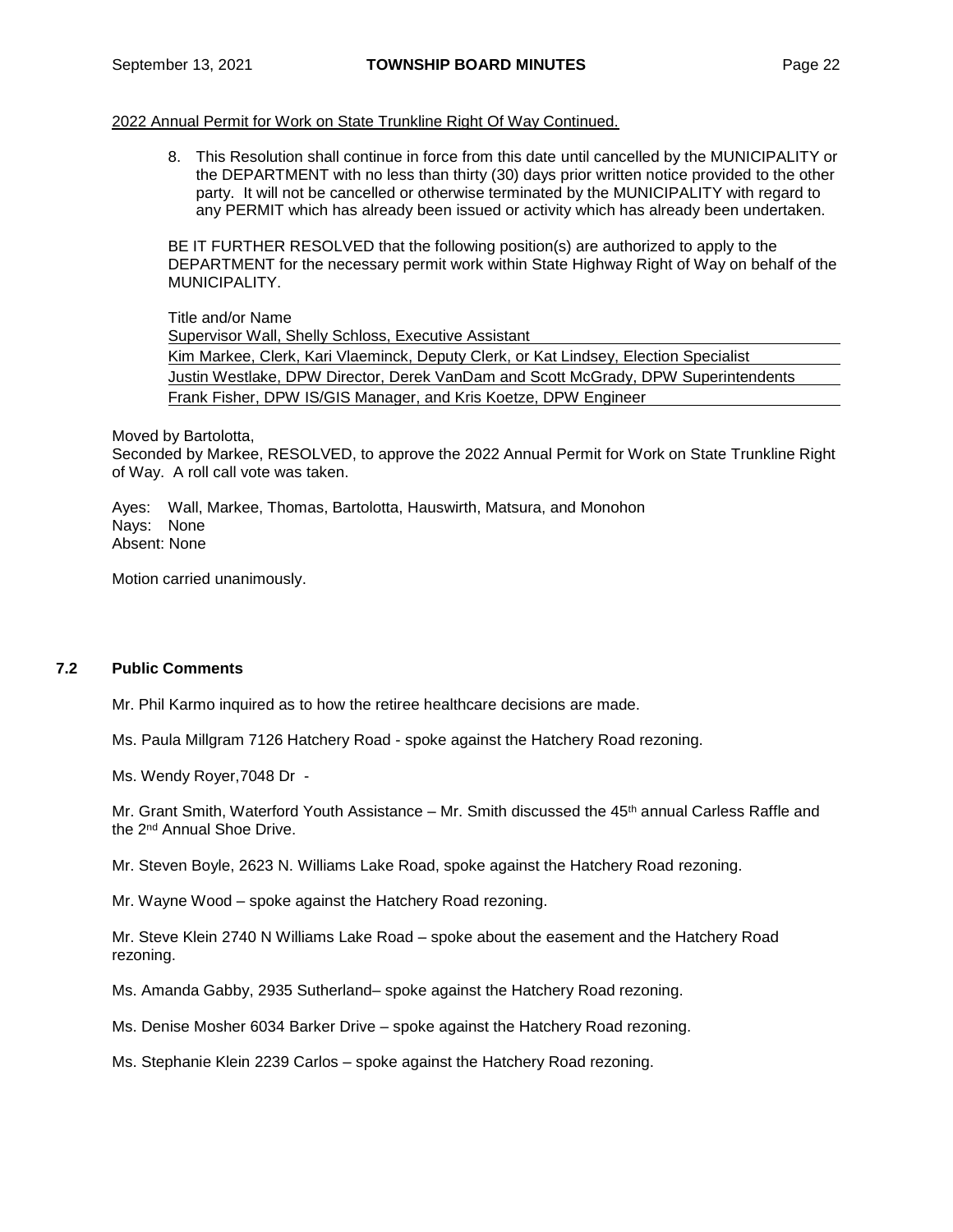2022 Annual Permit for Work on State Trunkline Right Of Way Continued.

8. This Resolution shall continue in force from this date until cancelled by the MUNICIPALITY or the DEPARTMENT with no less than thirty (30) days prior written notice provided to the other party. It will not be cancelled or otherwise terminated by the MUNICIPALITY with regard to any PERMIT which has already been issued or activity which has already been undertaken.

BE IT FURTHER RESOLVED that the following position(s) are authorized to apply to the DEPARTMENT for the necessary permit work within State Highway Right of Way on behalf of the MUNICIPALITY.

Title and/or Name
Supervisor Wall, Shelly Schloss, Executive Assistant
Kim Markee, Clerk, Kari Vlaeminck, Deputy Clerk, or Kat Lindsey, Election Specialist
Justin Westlake, DPW Director, Derek VanDam and Scott McGrady, DPW Superintendents
Frank Fisher, DPW IS/GIS Manager, and Kris Koetze, DPW Engineer

Moved by Bartolotta,
Seconded by Markee, RESOLVED, to approve the 2022 Annual Permit for Work on State Trunkline Right of Way. A roll call vote was taken.

Ayes: Wall, Markee, Thomas, Bartolotta, Hauswirth, Matsura, and Monohon
Nays: None
Absent: None

Motion carried unanimously.

## 7.2 Public Comments

Mr. Phil Karmo inquired as to how the retiree healthcare decisions are made.

Ms. Paula Millgram 7126 Hatchery Road - spoke against the Hatchery Road rezoning.

Ms. Wendy Royer,7048 Dr -

Mr. Grant Smith, Waterford Youth Assistance – Mr. Smith discussed the 45th annual Carless Raffle and the 2nd Annual Shoe Drive.

Mr. Steven Boyle, 2623 N. Williams Lake Road, spoke against the Hatchery Road rezoning.

Mr. Wayne Wood – spoke against the Hatchery Road rezoning.

Mr. Steve Klein 2740 N Williams Lake Road – spoke about the easement and the Hatchery Road rezoning.

Ms. Amanda Gabby, 2935 Sutherland– spoke against the Hatchery Road rezoning.

Ms. Denise Mosher 6034 Barker Drive – spoke against the Hatchery Road rezoning.

Ms. Stephanie Klein 2239 Carlos – spoke against the Hatchery Road rezoning.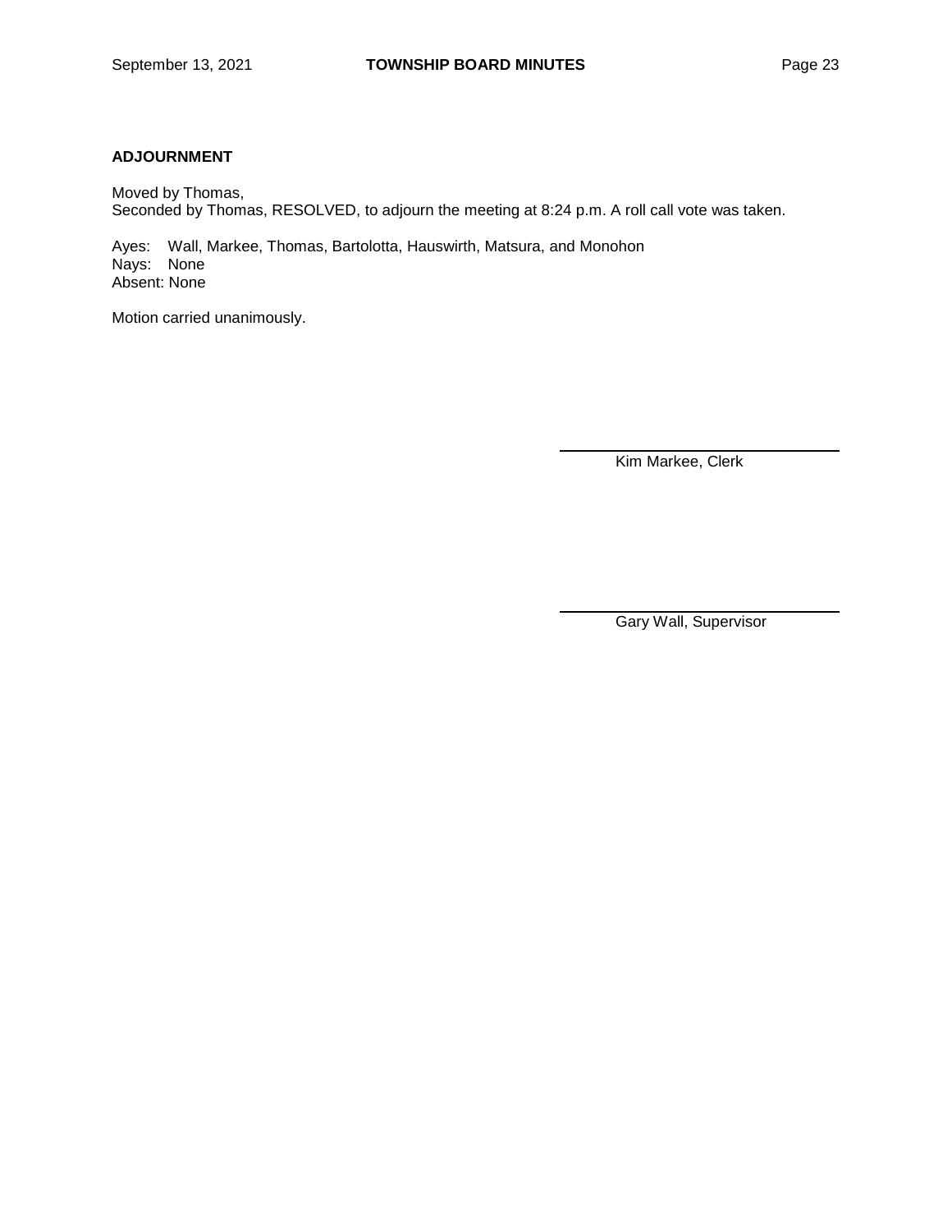## ADJOURNMENT

Moved by Thomas,
Seconded by Thomas, RESOLVED, to adjourn the meeting at 8:24 p.m. A roll call vote was taken.

Ayes: Wall, Markee, Thomas, Bartolotta, Hauswirth, Matsura, and Monohon
Nays: None
Absent: None

Motion carried unanimously.

Kim Markee, Clerk

Gary Wall, Supervisor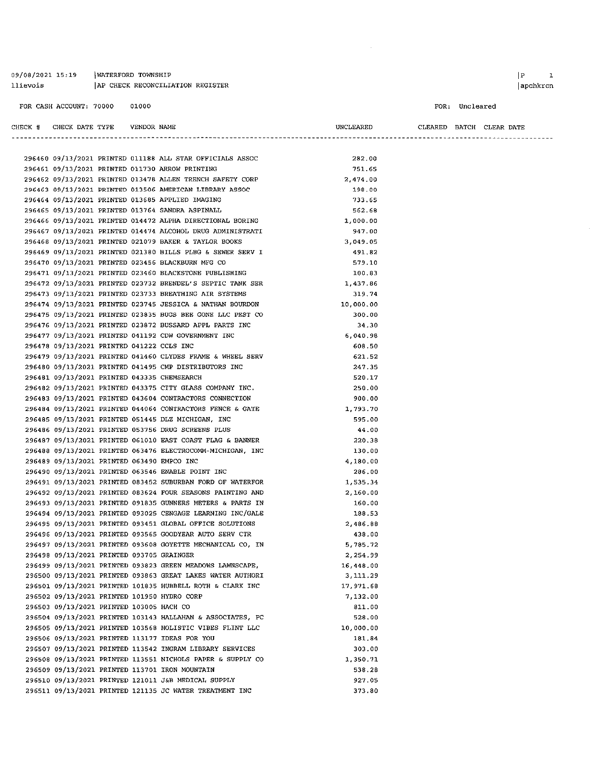09/08/2021 15:19 | WATERFORD TOWNSHIP
llievois | AP CHECK RECONCILIATION REGISTER

FOR CASH ACCOUNT: 70000 01000

FOR: Uncleared

| CHECK # | CHECK DATE | TYPE | VENDOR | NAME | UNCLEARED | CLEARED | BATCH | CLEAR DATE |
|---|---|---|---|---|---|---|---|---|
| 296460 | 09/13/2021 | PRINTED | 011188 | ALL STAR OFFICIALS ASSOC | 282.00 | | | |
| 296461 | 09/13/2021 | PRINTED | 011730 | ARROW PRINTING | 751.65 | | | |
| 296462 | 09/13/2021 | PRINTED | 013478 | ALLEN TRENCH SAFETY CORP | 2,474.00 | | | |
| 296463 | 09/13/2021 | PRINTED | 013506 | AMERICAN LIBRARY ASSOC | 198.00 | | | |
| 296464 | 09/13/2021 | PRINTED | 013685 | APPLIED IMAGING | 733.65 | | | |
| 296465 | 09/13/2021 | PRINTED | 013764 | SANDRA ASPINALL | 562.68 | | | |
| 296466 | 09/13/2021 | PRINTED | 014472 | ALPHA DIRECTIONAL BORING | 1,000.00 | | | |
| 296467 | 09/13/2021 | PRINTED | 014474 | ALCOHOL DRUG ADMINISTRATI | 947.00 | | | |
| 296468 | 09/13/2021 | PRINTED | 021079 | BAKER & TAYLOR BOOKS | 3,049.05 | | | |
| 296469 | 09/13/2021 | PRINTED | 021380 | BILLS PLBG & SEWER SERV I | 491.82 | | | |
| 296470 | 09/13/2021 | PRINTED | 023456 | BLACKBURN MFG CO | 579.10 | | | |
| 296471 | 09/13/2021 | PRINTED | 023460 | BLACKSTONE PUBLISHING | 100.83 | | | |
| 296472 | 09/13/2021 | PRINTED | 023732 | BRENDEL'S SEPTIC TANK SER | 1,437.86 | | | |
| 296473 | 09/13/2021 | PRINTED | 023733 | BREATHING AIR SYSTEMS | 319.74 | | | |
| 296474 | 09/13/2021 | PRINTED | 023745 | JESSICA & NATHAN BOURDON | 10,000.00 | | | |
| 296475 | 09/13/2021 | PRINTED | 023835 | BUGS BEE GONE LLC PEST CO | 300.00 | | | |
| 296476 | 09/13/2021 | PRINTED | 023872 | BUSSARD APPL PARTS INC | 34.30 | | | |
| 296477 | 09/13/2021 | PRINTED | 041192 | CDW GOVERNMENT INC | 6,040.98 | | | |
| 296478 | 09/13/2021 | PRINTED | 041222 | CCLS INC | 608.50 | | | |
| 296479 | 09/13/2021 | PRINTED | 041460 | CLYDES FRAME & WHEEL SERV | 621.52 | | | |
| 296480 | 09/13/2021 | PRINTED | 041495 | CMP DISTRIBUTORS INC | 247.35 | | | |
| 296481 | 09/13/2021 | PRINTED | 043335 | CHEMSEARCH | 520.17 | | | |
| 296482 | 09/13/2021 | PRINTED | 043375 | CITY GLASS COMPANY INC. | 250.00 | | | |
| 296483 | 09/13/2021 | PRINTED | 043604 | CONTRACTORS CONNECTION | 900.00 | | | |
| 296484 | 09/13/2021 | PRINTED | 044064 | CONTRACTORS FENCE & GATE | 1,793.70 | | | |
| 296485 | 09/13/2021 | PRINTED | 051445 | DLZ MICHIGAN, INC | 595.00 | | | |
| 296486 | 09/13/2021 | PRINTED | 053756 | DRUG SCREENS PLUS | 44.00 | | | |
| 296487 | 09/13/2021 | PRINTED | 061010 | EAST COAST FLAG & BANNER | 220.38 | | | |
| 296488 | 09/13/2021 | PRINTED | 063476 | ELECTROCOMM-MICHIGAN, INC | 130.00 | | | |
| 296489 | 09/13/2021 | PRINTED | 063490 | EMPCO INC | 4,180.00 | | | |
| 296490 | 09/13/2021 | PRINTED | 063546 | ENABLE POINT INC | 286.00 | | | |
| 296491 | 09/13/2021 | PRINTED | 083452 | SUBURBAN FORD OF WATERFOR | 1,535.34 | | | |
| 296492 | 09/13/2021 | PRINTED | 083624 | FOUR SEASONS PAINTING AND | 2,160.00 | | | |
| 296493 | 09/13/2021 | PRINTED | 091835 | GUNNERS METERS & PARTS IN | 160.00 | | | |
| 296494 | 09/13/2021 | PRINTED | 093025 | CENGAGE LEARNING INC/GALE | 188.53 | | | |
| 296495 | 09/13/2021 | PRINTED | 093451 | GLOBAL OFFICE SOLUTIONS | 2,486.88 | | | |
| 296496 | 09/13/2021 | PRINTED | 093565 | GOODYEAR AUTO SERV CTR | 438.00 | | | |
| 296497 | 09/13/2021 | PRINTED | 093608 | GOYETTE MECHANICAL CO, IN | 5,785.72 | | | |
| 296498 | 09/13/2021 | PRINTED | 093705 | GRAINGER | 2,254.99 | | | |
| 296499 | 09/13/2021 | PRINTED | 093823 | GREEN MEADOWS LAWNSCAPE, | 16,448.00 | | | |
| 296500 | 09/13/2021 | PRINTED | 093863 | GREAT LAKES WATER AUTHORI | 3,111.29 | | | |
| 296501 | 09/13/2021 | PRINTED | 101835 | HUBBELL ROTH & CLARK INC | 17,971.68 | | | |
| 296502 | 09/13/2021 | PRINTED | 101950 | HYDRO CORP | 7,132.00 | | | |
| 296503 | 09/13/2021 | PRINTED | 103005 | HACH CO | 811.00 | | | |
| 296504 | 09/13/2021 | PRINTED | 103143 | HALLAHAN & ASSOCIATES, PC | 528.00 | | | |
| 296505 | 09/13/2021 | PRINTED | 103568 | HOLISTIC VIBES FLINT LLC | 10,000.00 | | | |
| 296506 | 09/13/2021 | PRINTED | 113177 | IDEAS FOR YOU | 181.84 | | | |
| 296507 | 09/13/2021 | PRINTED | 113542 | INGRAM LIBRARY SERVICES | 303.00 | | | |
| 296508 | 09/13/2021 | PRINTED | 113551 | NICHOLS PAPER & SUPPLY CO | 1,350.71 | | | |
| 296509 | 09/13/2021 | PRINTED | 113701 | IRON MOUNTAIN | 538.28 | | | |
| 296510 | 09/13/2021 | PRINTED | 121011 | J&B MEDICAL SUPPLY | 927.05 | | | |
| 296511 | 09/13/2021 | PRINTED | 121135 | JC WATER TREATMENT INC | 373.80 | | | |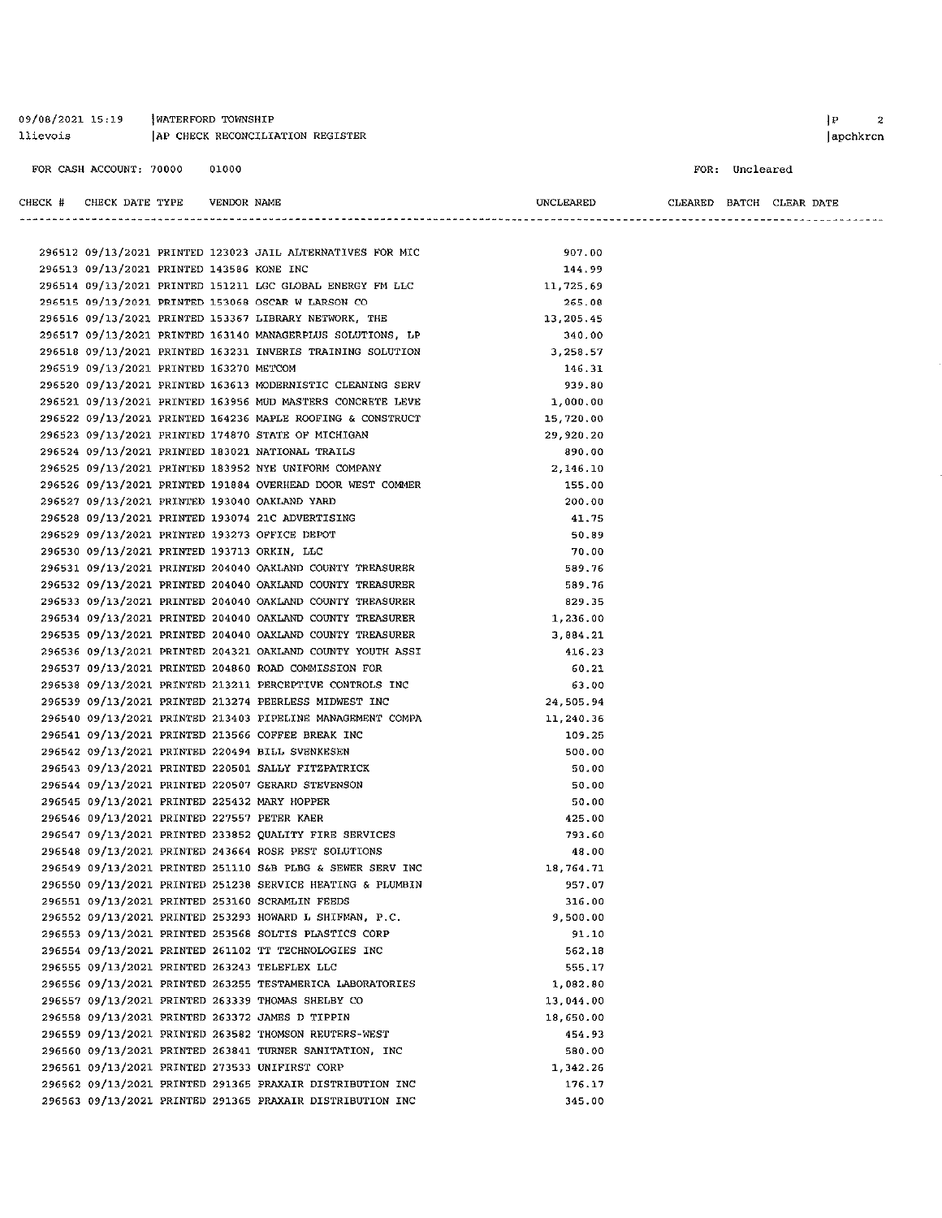09/08/2021 15:19 | WATERFORD TOWNSHIP
llievois | AP CHECK RECONCILIATION REGISTER

FOR CASH ACCOUNT: 70000 01000

FOR: Uncleared

| CHECK # | CHECK DATE | TYPE | VENDOR | NAME | UNCLEARED | CLEARED | BATCH | CLEAR DATE |
|---|---|---|---|---|---|---|---|---|
| 296512 | 09/13/2021 | PRINTED | 123023 | JAIL ALTERNATIVES FOR MIC | 907.00 | | | |
| 296513 | 09/13/2021 | PRINTED | 143586 | KONE INC | 144.99 | | | |
| 296514 | 09/13/2021 | PRINTED | 151211 | LGC GLOBAL ENERGY FM LLC | 11,725.69 | | | |
| 296515 | 09/13/2021 | PRINTED | 153068 | OSCAR W LARSON CO | 265.08 | | | |
| 296516 | 09/13/2021 | PRINTED | 153367 | LIBRARY NETWORK, THE | 13,205.45 | | | |
| 296517 | 09/13/2021 | PRINTED | 163140 | MANAGERPLUS SOLUTIONS, LP | 340.00 | | | |
| 296518 | 09/13/2021 | PRINTED | 163231 | INVERIS TRAINING SOLUTION | 3,258.57 | | | |
| 296519 | 09/13/2021 | PRINTED | 163270 | METCOM | 146.31 | | | |
| 296520 | 09/13/2021 | PRINTED | 163613 | MODERNISTIC CLEANING SERV | 939.80 | | | |
| 296521 | 09/13/2021 | PRINTED | 163956 | MUD MASTERS CONCRETE LEVE | 1,000.00 | | | |
| 296522 | 09/13/2021 | PRINTED | 164236 | MAPLE ROOFING & CONSTRUCT | 15,720.00 | | | |
| 296523 | 09/13/2021 | PRINTED | 174870 | STATE OF MICHIGAN | 29,920.20 | | | |
| 296524 | 09/13/2021 | PRINTED | 183021 | NATIONAL TRAILS | 890.00 | | | |
| 296525 | 09/13/2021 | PRINTED | 183952 | NYE UNIFORM COMPANY | 2,146.10 | | | |
| 296526 | 09/13/2021 | PRINTED | 191884 | OVERHEAD DOOR WEST COMMER | 155.00 | | | |
| 296527 | 09/13/2021 | PRINTED | 193040 | OAKLAND YARD | 200.00 | | | |
| 296528 | 09/13/2021 | PRINTED | 193074 | 21C ADVERTISING | 41.75 | | | |
| 296529 | 09/13/2021 | PRINTED | 193273 | OFFICE DEPOT | 50.89 | | | |
| 296530 | 09/13/2021 | PRINTED | 193713 | ORKIN, LLC | 70.00 | | | |
| 296531 | 09/13/2021 | PRINTED | 204040 | OAKLAND COUNTY TREASURER | 589.76 | | | |
| 296532 | 09/13/2021 | PRINTED | 204040 | OAKLAND COUNTY TREASURER | 589.76 | | | |
| 296533 | 09/13/2021 | PRINTED | 204040 | OAKLAND COUNTY TREASURER | 829.35 | | | |
| 296534 | 09/13/2021 | PRINTED | 204040 | OAKLAND COUNTY TREASURER | 1,236.00 | | | |
| 296535 | 09/13/2021 | PRINTED | 204040 | OAKLAND COUNTY TREASURER | 3,884.21 | | | |
| 296536 | 09/13/2021 | PRINTED | 204321 | OAKLAND COUNTY YOUTH ASSI | 416.23 | | | |
| 296537 | 09/13/2021 | PRINTED | 204860 | ROAD COMMISSION FOR | 60.21 | | | |
| 296538 | 09/13/2021 | PRINTED | 213211 | PERCEPTIVE CONTROLS INC | 63.00 | | | |
| 296539 | 09/13/2021 | PRINTED | 213274 | PEERLESS MIDWEST INC | 24,505.94 | | | |
| 296540 | 09/13/2021 | PRINTED | 213403 | PIPELINE MANAGEMENT COMPA | 11,240.36 | | | |
| 296541 | 09/13/2021 | PRINTED | 213566 | COFFEE BREAK INC | 109.25 | | | |
| 296542 | 09/13/2021 | PRINTED | 220494 | BILL SVENKESEN | 500.00 | | | |
| 296543 | 09/13/2021 | PRINTED | 220501 | SALLY FITZPATRICK | 50.00 | | | |
| 296544 | 09/13/2021 | PRINTED | 220507 | GERARD STEVENSON | 50.00 | | | |
| 296545 | 09/13/2021 | PRINTED | 225432 | MARY HOPPER | 50.00 | | | |
| 296546 | 09/13/2021 | PRINTED | 227557 | PETER KAER | 425.00 | | | |
| 296547 | 09/13/2021 | PRINTED | 233852 | QUALITY FIRE SERVICES | 793.60 | | | |
| 296548 | 09/13/2021 | PRINTED | 243664 | ROSE PEST SOLUTIONS | 48.00 | | | |
| 296549 | 09/13/2021 | PRINTED | 251110 | S&B PLBG & SEWER SERV INC | 18,764.71 | | | |
| 296550 | 09/13/2021 | PRINTED | 251238 | SERVICE HEATING & PLUMBIN | 957.07 | | | |
| 296551 | 09/13/2021 | PRINTED | 253160 | SCRAMLIN FEEDS | 316.00 | | | |
| 296552 | 09/13/2021 | PRINTED | 253293 | HOWARD L SHIFMAN, P.C. | 9,500.00 | | | |
| 296553 | 09/13/2021 | PRINTED | 253568 | SOLTIS PLASTICS CORP | 91.10 | | | |
| 296554 | 09/13/2021 | PRINTED | 261102 | TT TECHNOLOGIES INC | 562.18 | | | |
| 296555 | 09/13/2021 | PRINTED | 263243 | TELEFLEX LLC | 555.17 | | | |
| 296556 | 09/13/2021 | PRINTED | 263255 | TESTAMERICA LABORATORIES | 1,082.80 | | | |
| 296557 | 09/13/2021 | PRINTED | 263339 | THOMAS SHELBY CO | 13,044.00 | | | |
| 296558 | 09/13/2021 | PRINTED | 263372 | JAMES D TIPPIN | 18,650.00 | | | |
| 296559 | 09/13/2021 | PRINTED | 263582 | THOMSON REUTERS-WEST | 454.93 | | | |
| 296560 | 09/13/2021 | PRINTED | 263841 | TURNER SANITATION, INC | 580.00 | | | |
| 296561 | 09/13/2021 | PRINTED | 273533 | UNIFIRST CORP | 1,342.26 | | | |
| 296562 | 09/13/2021 | PRINTED | 291365 | PRAXAIR DISTRIBUTION INC | 176.17 | | | |
| 296563 | 09/13/2021 | PRINTED | 291365 | PRAXAIR DISTRIBUTION INC | 345.00 | | | |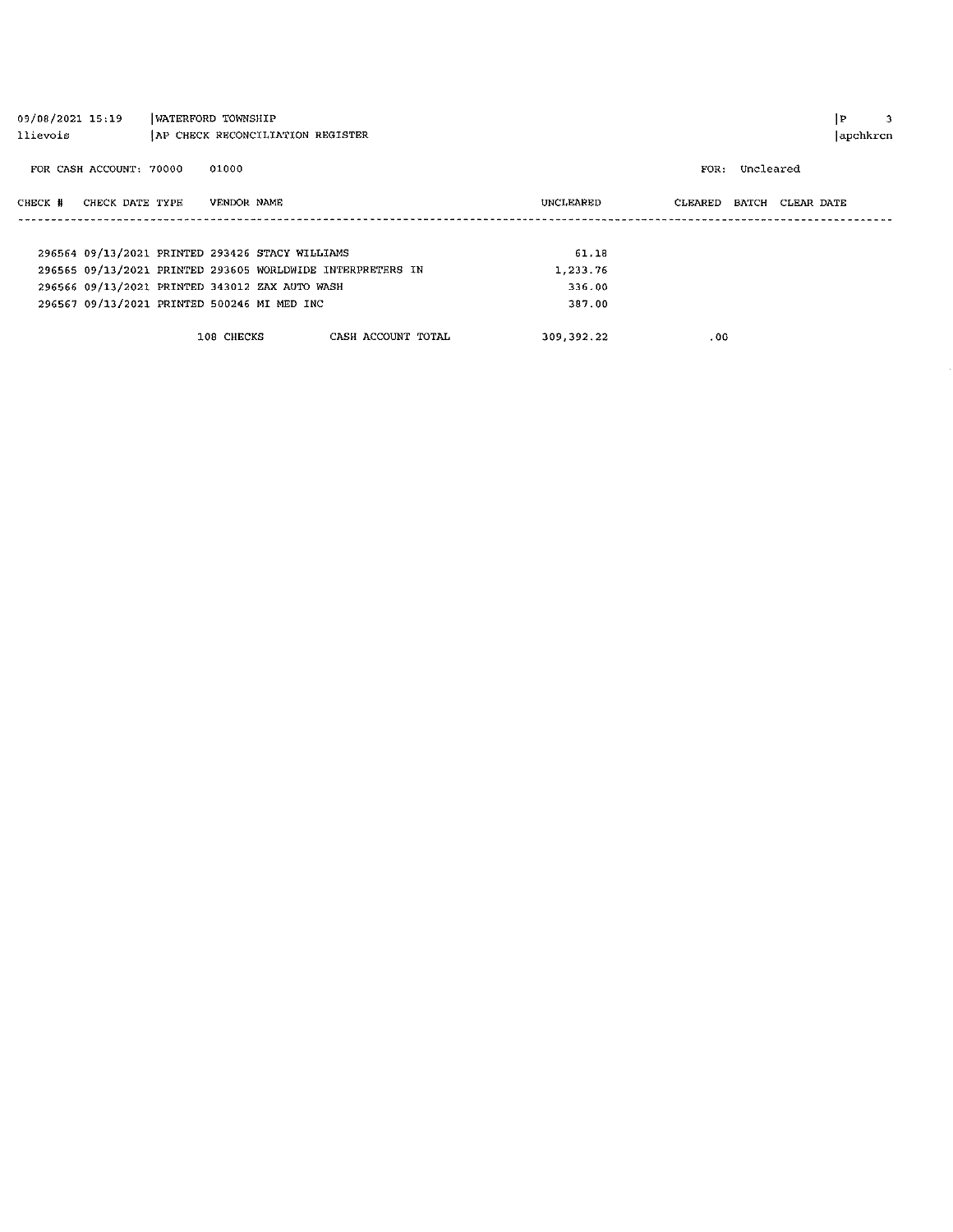09/08/2021 15:19 | WATERFORD TOWNSHIP
llievois | AP CHECK RECONCILIATION REGISTER

FOR CASH ACCOUNT: 70000 01000

FOR: Uncleared

| CHECK # | CHECK DATE | TYPE | VENDOR | NAME | UNCLEARED | CLEARED | BATCH | CLEAR DATE |
|---|---|---|---|---|---|---|---|---|
| 296564 | 09/13/2021 | PRINTED | 293426 | STACY WILLIAMS | 61.18 | | | |
| 296565 | 09/13/2021 | PRINTED | 293605 | WORLDWIDE INTERPRETERS IN | 1,233.76 | | | |
| 296566 | 09/13/2021 | PRINTED | 343012 | ZAX AUTO WASH | 336.00 | | | |
| 296567 | 09/13/2021 | PRINTED | 500246 | MI MED INC | 387.00 | | | |
| | | 108 CHECKS | | CASH ACCOUNT TOTAL | 309,392.22 | .00 | | |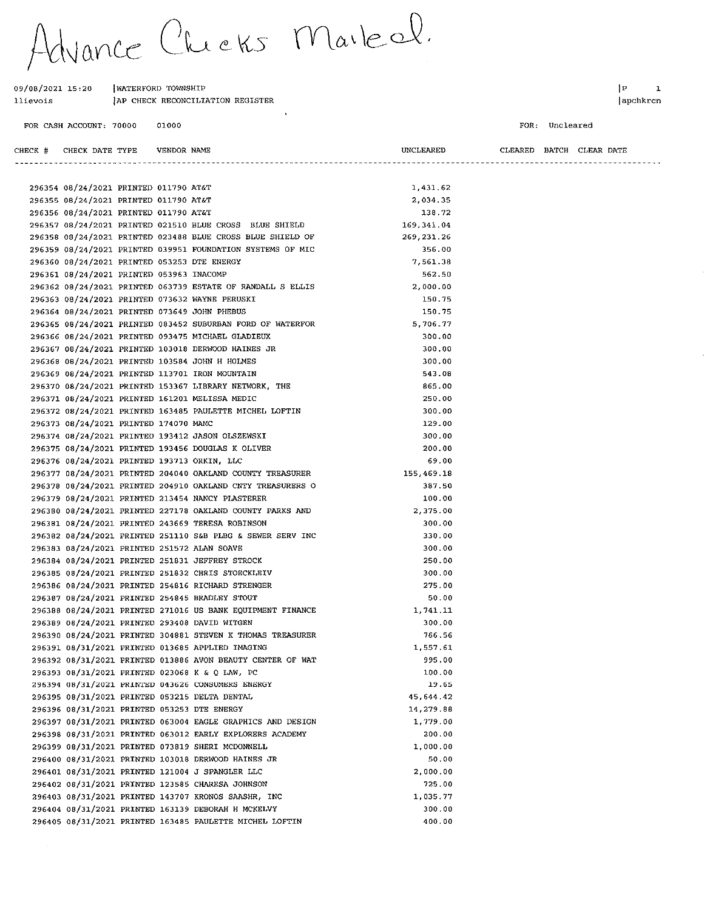Advance Checks Mailed.

09/08/2021 15:20 | WATERFORD TOWNSHIP

llievois | AP CHECK RECONCILIATION REGISTER

|P 1
|apchkrcn

FOR CASH ACCOUNT: 70000 01000

FOR: Uncleared

| CHECK # | CHECK DATE | TYPE | VENDOR | NAME | UNCLEARED | CLEARED | BATCH | CLEAR DATE |
|---|---|---|---|---|---|---|---|---|
| 296354 | 08/24/2021 | PRINTED | 011790 | AT&T | 1,431.62 | | | |
| 296355 | 08/24/2021 | PRINTED | 011790 | AT&T | 2,034.35 | | | |
| 296356 | 08/24/2021 | PRINTED | 011790 | AT&T | 138.72 | | | |
| 296357 | 08/24/2021 | PRINTED | 021510 | BLUE CROSS BLUE SHIELD | 169,341.04 | | | |
| 296358 | 08/24/2021 | PRINTED | 023488 | BLUE CROSS BLUE SHIELD OF | 269,231.26 | | | |
| 296359 | 08/24/2021 | PRINTED | 039951 | FOUNDATION SYSTEMS OF MIC | 356.00 | | | |
| 296360 | 08/24/2021 | PRINTED | 053253 | DTE ENERGY | 7,561.38 | | | |
| 296361 | 08/24/2021 | PRINTED | 053963 | INACOMP | 562.50 | | | |
| 296362 | 08/24/2021 | PRINTED | 063739 | ESTATE OF RANDALL S ELLIS | 2,000.00 | | | |
| 296363 | 08/24/2021 | PRINTED | 073632 | WAYNE PERUSKI | 150.75 | | | |
| 296364 | 08/24/2021 | PRINTED | 073649 | JOHN PHEBUS | 150.75 | | | |
| 296365 | 08/24/2021 | PRINTED | 083452 | SUBURBAN FORD OF WATERFOR | 5,706.77 | | | |
| 296366 | 08/24/2021 | PRINTED | 093475 | MICHAEL GLADIEUX | 300.00 | | | |
| 296367 | 08/24/2021 | PRINTED | 103018 | DERWOOD HAINES JR | 300.00 | | | |
| 296368 | 08/24/2021 | PRINTED | 103584 | JOHN H HOLMES | 300.00 | | | |
| 296369 | 08/24/2021 | PRINTED | 113701 | IRON MOUNTAIN | 543.08 | | | |
| 296370 | 08/24/2021 | PRINTED | 153367 | LIBRARY NETWORK, THE | 865.00 | | | |
| 296371 | 08/24/2021 | PRINTED | 161201 | MELISSA MEDIC | 250.00 | | | |
| 296372 | 08/24/2021 | PRINTED | 163485 | PAULETTE MICHEL LOFTIN | 300.00 | | | |
| 296373 | 08/24/2021 | PRINTED | 174070 | MAMC | 129.00 | | | |
| 296374 | 08/24/2021 | PRINTED | 193412 | JASON OLSZEWSKI | 300.00 | | | |
| 296375 | 08/24/2021 | PRINTED | 193456 | DOUGLAS K OLIVER | 200.00 | | | |
| 296376 | 08/24/2021 | PRINTED | 193713 | ORKIN, LLC | 69.00 | | | |
| 296377 | 08/24/2021 | PRINTED | 204040 | OAKLAND COUNTY TREASURER | 155,469.18 | | | |
| 296378 | 08/24/2021 | PRINTED | 204910 | OAKLAND CNTY TREASURERS O | 387.50 | | | |
| 296379 | 08/24/2021 | PRINTED | 213454 | NANCY PLASTERER | 100.00 | | | |
| 296380 | 08/24/2021 | PRINTED | 227178 | OAKLAND COUNTY PARKS AND | 2,375.00 | | | |
| 296381 | 08/24/2021 | PRINTED | 243669 | TERESA ROBINSON | 300.00 | | | |
| 296382 | 08/24/2021 | PRINTED | 251110 | S&B PLBG & SEWER SERV INC | 330.00 | | | |
| 296383 | 08/24/2021 | PRINTED | 251572 | ALAN SOAVE | 300.00 | | | |
| 296384 | 08/24/2021 | PRINTED | 251831 | JEFFREY STROCK | 250.00 | | | |
| 296385 | 08/24/2021 | PRINTED | 251832 | CHRIS STOECKLEIV | 300.00 | | | |
| 296386 | 08/24/2021 | PRINTED | 254816 | RICHARD STRENGER | 275.00 | | | |
| 296387 | 08/24/2021 | PRINTED | 254845 | BRADLEY STOUT | 50.00 | | | |
| 296388 | 08/24/2021 | PRINTED | 271016 | US BANK EQUIPMENT FINANCE | 1,741.11 | | | |
| 296389 | 08/24/2021 | PRINTED | 293408 | DAVID WITGEN | 300.00 | | | |
| 296390 | 08/24/2021 | PRINTED | 304881 | STEVEN K THOMAS TREASURER | 766.56 | | | |
| 296391 | 08/31/2021 | PRINTED | 013685 | APPLIED IMAGING | 1,557.61 | | | |
| 296392 | 08/31/2021 | PRINTED | 013886 | AVON BEAUTY CENTER OF WAT | 995.00 | | | |
| 296393 | 08/31/2021 | PRINTED | 023068 | K & Q LAW, PC | 100.00 | | | |
| 296394 | 08/31/2021 | PRINTED | 043626 | CONSUMERS ENERGY | 19.65 | | | |
| 296395 | 08/31/2021 | PRINTED | 053215 | DELTA DENTAL | 45,644.42 | | | |
| 296396 | 08/31/2021 | PRINTED | 053253 | DTE ENERGY | 14,279.88 | | | |
| 296397 | 08/31/2021 | PRINTED | 063004 | EAGLE GRAPHICS AND DESIGN | 1,779.00 | | | |
| 296398 | 08/31/2021 | PRINTED | 063012 | EARLY EXPLORERS ACADEMY | 200.00 | | | |
| 296399 | 08/31/2021 | PRINTED | 073819 | SHERI MCDONNELL | 1,000.00 | | | |
| 296400 | 08/31/2021 | PRINTED | 103018 | DERWOOD HAINES JR | 50.00 | | | |
| 296401 | 08/31/2021 | PRINTED | 121004 | J SPANGLER LLC | 2,000.00 | | | |
| 296402 | 08/31/2021 | PRINTED | 123585 | CHARESA JOHNSON | 725.00 | | | |
| 296403 | 08/31/2021 | PRINTED | 143707 | KRONOS SAASHR, INC | 1,035.77 | | | |
| 296404 | 08/31/2021 | PRINTED | 163139 | DEBORAH H MCKELVY | 300.00 | | | |
| 296405 | 08/31/2021 | PRINTED | 163485 | PAULETTE MICHEL LOFTIN | 400.00 | | | |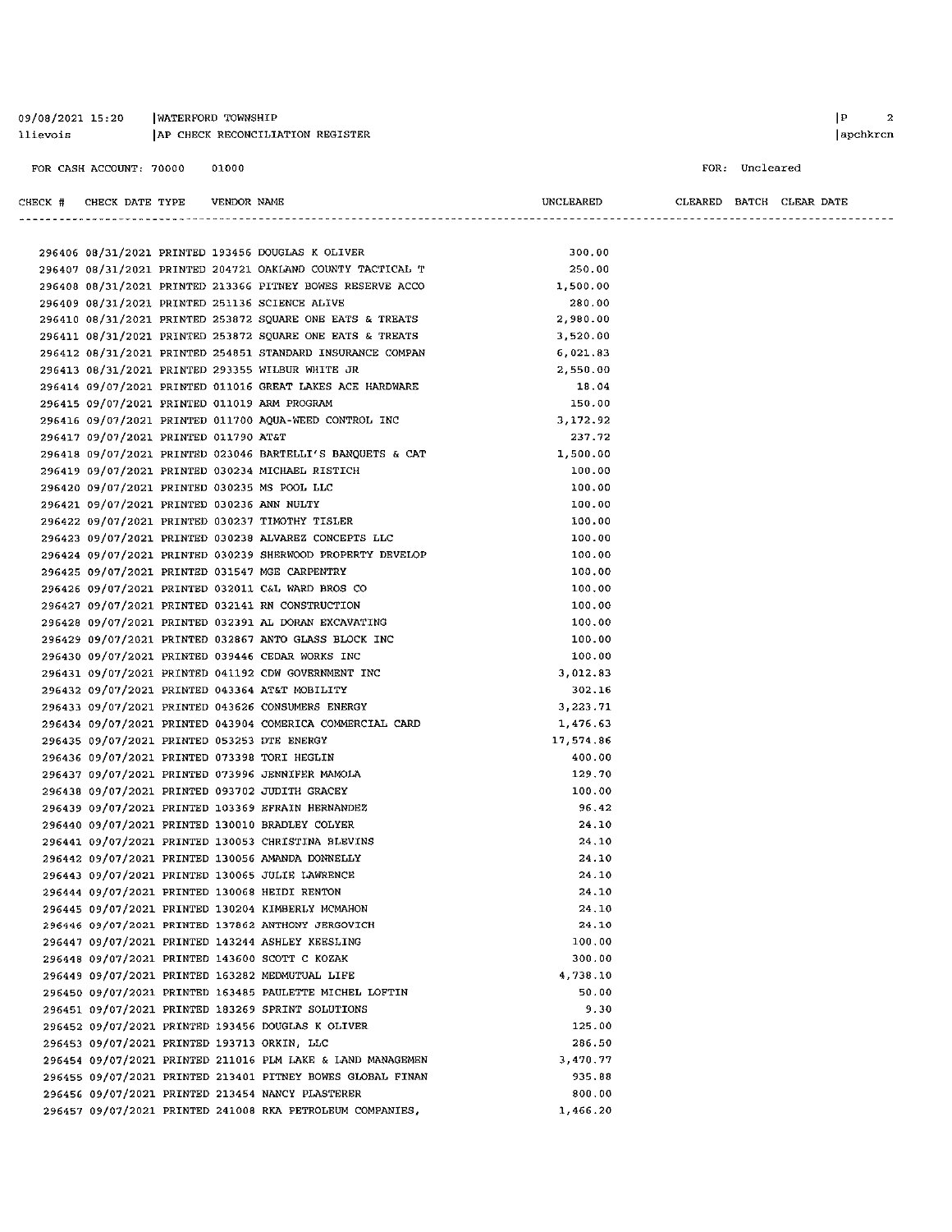09/08/2021 15:20 | WATERFORD TOWNSHIP
llievois | AP CHECK RECONCILIATION REGISTER

FOR CASH ACCOUNT: 70000 01000

FOR: Uncleared

| CHECK # | CHECK DATE | TYPE | VENDOR | NAME | UNCLEARED | CLEARED | BATCH | CLEAR DATE |
|---|---|---|---|---|---|---|---|---|
| 296406 | 08/31/2021 | PRINTED | 193456 | DOUGLAS K OLIVER | 300.00 | | | |
| 296407 | 08/31/2021 | PRINTED | 204721 | OAKLAND COUNTY TACTICAL T | 250.00 | | | |
| 296408 | 08/31/2021 | PRINTED | 213366 | PITNEY BOWES RESERVE ACCO | 1,500.00 | | | |
| 296409 | 08/31/2021 | PRINTED | 251136 | SCIENCE ALIVE | 280.00 | | | |
| 296410 | 08/31/2021 | PRINTED | 253872 | SQUARE ONE EATS & TREATS | 2,980.00 | | | |
| 296411 | 08/31/2021 | PRINTED | 253872 | SQUARE ONE EATS & TREATS | 3,520.00 | | | |
| 296412 | 08/31/2021 | PRINTED | 254851 | STANDARD INSURANCE COMPAN | 6,021.83 | | | |
| 296413 | 08/31/2021 | PRINTED | 293355 | WILBUR WHITE JR | 2,550.00 | | | |
| 296414 | 09/07/2021 | PRINTED | 011016 | GREAT LAKES ACE HARDWARE | 18.04 | | | |
| 296415 | 09/07/2021 | PRINTED | 011019 | ARM PROGRAM | 150.00 | | | |
| 296416 | 09/07/2021 | PRINTED | 011700 | AQUA-WEED CONTROL INC | 3,172.92 | | | |
| 296417 | 09/07/2021 | PRINTED | 011790 | AT&T | 237.72 | | | |
| 296418 | 09/07/2021 | PRINTED | 023046 | BARTELLI'S BANQUETS & CAT | 1,500.00 | | | |
| 296419 | 09/07/2021 | PRINTED | 030234 | MICHAEL RISTICH | 100.00 | | | |
| 296420 | 09/07/2021 | PRINTED | 030235 | MS POOL LLC | 100.00 | | | |
| 296421 | 09/07/2021 | PRINTED | 030236 | ANN NULTY | 100.00 | | | |
| 296422 | 09/07/2021 | PRINTED | 030237 | TIMOTHY TISLER | 100.00 | | | |
| 296423 | 09/07/2021 | PRINTED | 030238 | ALVAREZ CONCEPTS LLC | 100.00 | | | |
| 296424 | 09/07/2021 | PRINTED | 030239 | SHERWOOD PROPERTY DEVELOP | 100.00 | | | |
| 296425 | 09/07/2021 | PRINTED | 031547 | MGE CARPENTRY | 100.00 | | | |
| 296426 | 09/07/2021 | PRINTED | 032011 | C&L WARD BROS CO | 100.00 | | | |
| 296427 | 09/07/2021 | PRINTED | 032141 | RN CONSTRUCTION | 100.00 | | | |
| 296428 | 09/07/2021 | PRINTED | 032391 | AL DORAN EXCAVATING | 100.00 | | | |
| 296429 | 09/07/2021 | PRINTED | 032867 | ANTO GLASS BLOCK INC | 100.00 | | | |
| 296430 | 09/07/2021 | PRINTED | 039446 | CEDAR WORKS INC | 100.00 | | | |
| 296431 | 09/07/2021 | PRINTED | 041192 | CDW GOVERNMENT INC | 3,012.83 | | | |
| 296432 | 09/07/2021 | PRINTED | 043364 | AT&T MOBILITY | 302.16 | | | |
| 296433 | 09/07/2021 | PRINTED | 043626 | CONSUMERS ENERGY | 3,223.71 | | | |
| 296434 | 09/07/2021 | PRINTED | 043904 | COMERICA COMMERCIAL CARD | 1,476.63 | | | |
| 296435 | 09/07/2021 | PRINTED | 053253 | DTE ENERGY | 17,574.86 | | | |
| 296436 | 09/07/2021 | PRINTED | 073398 | TORI HEGLIN | 400.00 | | | |
| 296437 | 09/07/2021 | PRINTED | 073996 | JENNIFER MAMOLA | 129.70 | | | |
| 296438 | 09/07/2021 | PRINTED | 093702 | JUDITH GRACEY | 100.00 | | | |
| 296439 | 09/07/2021 | PRINTED | 103369 | EFRAIN HERNANDEZ | 96.42 | | | |
| 296440 | 09/07/2021 | PRINTED | 130010 | BRADLEY COLYER | 24.10 | | | |
| 296441 | 09/07/2021 | PRINTED | 130053 | CHRISTINA BLEVINS | 24.10 | | | |
| 296442 | 09/07/2021 | PRINTED | 130056 | AMANDA DONNELLY | 24.10 | | | |
| 296443 | 09/07/2021 | PRINTED | 130065 | JULIE LAWRENCE | 24.10 | | | |
| 296444 | 09/07/2021 | PRINTED | 130068 | HEIDI RENTON | 24.10 | | | |
| 296445 | 09/07/2021 | PRINTED | 130204 | KIMBERLY MCMAHON | 24.10 | | | |
| 296446 | 09/07/2021 | PRINTED | 137862 | ANTHONY JERGOVICH | 24.10 | | | |
| 296447 | 09/07/2021 | PRINTED | 143244 | ASHLEY KEESLING | 100.00 | | | |
| 296448 | 09/07/2021 | PRINTED | 143600 | SCOTT C KOZAK | 300.00 | | | |
| 296449 | 09/07/2021 | PRINTED | 163282 | MEDMUTUAL LIFE | 4,738.10 | | | |
| 296450 | 09/07/2021 | PRINTED | 163485 | PAULETTE MICHEL LOFTIN | 50.00 | | | |
| 296451 | 09/07/2021 | PRINTED | 183269 | SPRINT SOLUTIONS | 9.30 | | | |
| 296452 | 09/07/2021 | PRINTED | 193456 | DOUGLAS K OLIVER | 125.00 | | | |
| 296453 | 09/07/2021 | PRINTED | 193713 | ORKIN, LLC | 286.50 | | | |
| 296454 | 09/07/2021 | PRINTED | 211016 | PLM LAKE & LAND MANAGEMEN | 3,470.77 | | | |
| 296455 | 09/07/2021 | PRINTED | 213401 | PITNEY BOWES GLOBAL FINAN | 935.88 | | | |
| 296456 | 09/07/2021 | PRINTED | 213454 | NANCY PLASTERER | 800.00 | | | |
| 296457 | 09/07/2021 | PRINTED | 241008 | RKA PETROLEUM COMPANIES, | 1,466.20 | | | |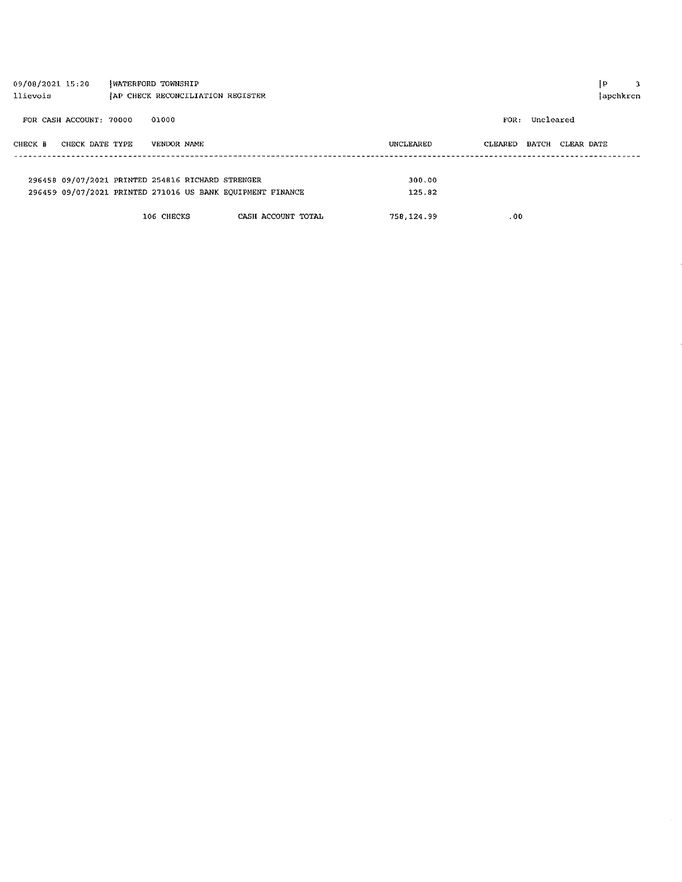09/08/2021 15:20 | WATERFORD TOWNSHIP
llievois | AP CHECK RECONCILIATION REGISTER | apchkrcn

FOR CASH ACCOUNT: 70000 01000 FOR: Uncleared

| CHECK # | CHECK DATE | TYPE | VENDOR NAME | UNCLEARED | CLEARED | BATCH | CLEAR DATE |
|---|---|---|---|---|---|---|---|
| 296458 | 09/07/2021 | PRINTED | 254816 RICHARD STRENGER | 300.00 | | | |
| 296459 | 09/07/2021 | PRINTED | 271016 US BANK EQUIPMENT FINANCE | 125.82 | | | |
| | | 106 CHECKS | CASH ACCOUNT TOTAL | 758,124.99 | .00 | | |